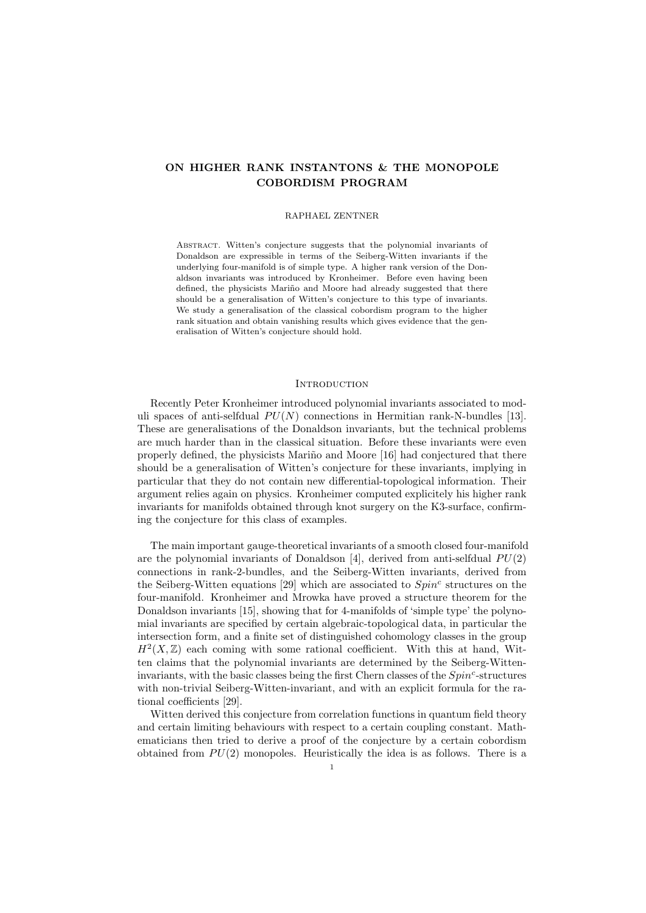# ON HIGHER RANK INSTANTONS & THE MONOPOLE COBORDISM PROGRAM

RAPHAEL ZENTNER

Abstract. Witten's conjecture suggests that the polynomial invariants of Donaldson are expressible in terms of the Seiberg-Witten invariants if the underlying four-manifold is of simple type. A higher rank version of the Donaldson invariants was introduced by Kronheimer. Before even having been defined, the physicists Mariño and Moore had already suggested that there should be a generalisation of Witten's conjecture to this type of invariants. We study a generalisation of the classical cobordism program to the higher rank situation and obtain vanishing results which gives evidence that the generalisation of Witten's conjecture should hold.

## Introduction

Recently Peter Kronheimer introduced polynomial invariants associated to moduli spaces of anti-selfdual $PU(N)$ connections in Hermitian rank-N-bundles [13]. These are generalisations of the Donaldson invariants, but the technical problems are much harder than in the classical situation. Before these invariants were even properly defined, the physicists Mariño and Moore [16] had conjectured that there should be a generalisation of Witten's conjecture for these invariants, implying in particular that they do not contain new differential-topological information. Their argument relies again on physics. Kronheimer computed explicitely his higher rank invariants for manifolds obtained through knot surgery on the K3-surface, confirming the conjecture for this class of examples.

The main important gauge-theoretical invariants of a smooth closed four-manifold are the polynomial invariants of Donaldson [4], derived from anti-selfdual $PU(2)$ connections in rank-2-bundles, and the Seiberg-Witten invariants, derived from the Seiberg-Witten equations [29] which are associated to $Spin^c$ structures on the four-manifold. Kronheimer and Mrowka have proved a structure theorem for the Donaldson invariants [15], showing that for 4-manifolds of 'simple type' the polynomial invariants are specified by certain algebraic-topological data, in particular the intersection form, and a finite set of distinguished cohomology classes in the group $H^2(X, \mathbb{Z})$ each coming with some rational coefficient. With this at hand, Witten claims that the polynomial invariants are determined by the Seiberg-Witten-invariants, with the basic classes being the first Chern classes of the $Spin^c$-structures with non-trivial Seiberg-Witten-invariant, and with an explicit formula for the rational coefficients [29].

Witten derived this conjecture from correlation functions in quantum field theory and certain limiting behaviours with respect to a certain coupling constant. Mathematicians then tried to derive a proof of the conjecture by a certain cobordism obtained from $PU(2)$ monopoles. Heuristically the idea is as follows. There is a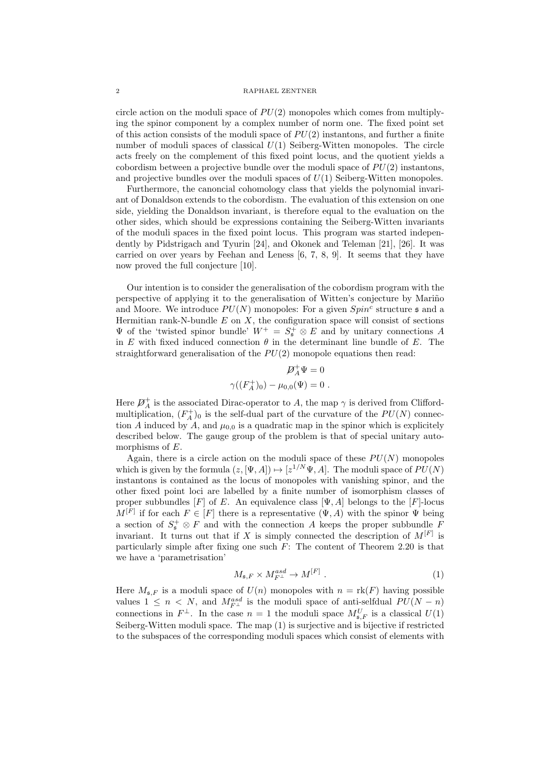circle action on the moduli space of $PU(2)$ monopoles which comes from multiplying the spinor component by a complex number of norm one. The fixed point set of this action consists of the moduli space of $PU(2)$ instantons, and further a finite number of moduli spaces of classical $U(1)$ Seiberg-Witten monopoles. The circle acts freely on the complement of this fixed point locus, and the quotient yields a cobordism between a projective bundle over the moduli space of $PU(2)$ instantons, and projective bundles over the moduli spaces of $U(1)$ Seiberg-Witten monopoles.

Furthermore, the canoncial cohomology class that yields the polynomial invariant of Donaldson extends to the cobordism. The evaluation of this extension on one side, yielding the Donaldson invariant, is therefore equal to the evaluation on the other sides, which should be expressions containing the Seiberg-Witten invariants of the moduli spaces in the fixed point locus. This program was started independently by Pidstrigach and Tyurin [24], and Okonek and Teleman [21], [26]. It was carried on over years by Feehan and Leness [6, 7, 8, 9]. It seems that they have now proved the full conjecture [10].

Our intention is to consider the generalisation of the cobordism program with the perspective of applying it to the generalisation of Witten's conjecture by Mariño and Moore. We introduce $PU(N)$ monopoles: For a given $Spin^c$ structure $\mathfrak{s}$ and a Hermitian rank-N-bundle $E$ on $X$, the configuration space will consist of sections $\Psi$ of the 'twisted spinor bundle' $W^+ = S^+_{\mathfrak{s}} \otimes E$ and by unitary connections $A$ in $E$ with fixed induced connection $\theta$ in the determinant line bundle of $E$. The straightforward generalisation of the $PU(2)$ monopole equations then read:

$$\begin{aligned} \not{D}^+_A \Psi &= 0 \\ \gamma((F^+_{\hat{A}})_0) - \mu_{0,0}(\Psi) &= 0 \ . \end{aligned}$$

Here $\not{D}^+_A$ is the associated Dirac-operator to $A$, the map $\gamma$ is derived from Clifford-multiplication, $(F^+_{\hat{A}})_0$ is the self-dual part of the curvature of the $PU(N)$ connection $\hat{A}$ induced by $A$, and $\mu_{0,0}$ is a quadratic map in the spinor which is explicitely described below. The gauge group of the problem is that of special unitary automorphisms of $E$.

Again, there is a circle action on the moduli space of these $PU(N)$ monopoles which is given by the formula $(z, [\Psi, A]) \mapsto [z^{1/N}\Psi, A]$. The moduli space of $PU(N)$ instantons is contained as the locus of monopoles with vanishing spinor, and the other fixed point loci are labelled by a finite number of isomorphism classes of proper subbundles $[F]$ of $E$. An equivalence class $[\Psi, A]$ belongs to the $[F]$-locus $M^{[F]}$ if for each $F \in [F]$ there is a representative $(\Psi, A)$ with the spinor $\Psi$ being a section of $S^+_{\mathfrak{s}} \otimes F$ and with the connection $A$ keeps the proper subbundle $F$ invariant. It turns out that if $X$ is simply connected the description of $M^{[F]}$ is particularly simple after fixing one such $F$: The content of Theorem 2.20 is that we have a 'parametrisation'

$$M_{\mathfrak{s},F} \times M^{asd}_{F^\perp} \to M^{[F]} \ . \tag{1}$$

Here $M_{\mathfrak{s},F}$ is a moduli space of $U(n)$ monopoles with $n = \mathrm{rk}(F)$ having possible values $1 \leq n < N$, and $M^{asd}_{F^\perp}$ is the moduli space of anti-selfdual $PU(N-n)$ connections in $F^\perp$. In the case $n = 1$ the moduli space $M^U_{\mathfrak{s},F}$ is a classical $U(1)$ Seiberg-Witten moduli space. The map (1) is surjective and is bijective if restricted to the subspaces of the corresponding moduli spaces which consist of elements with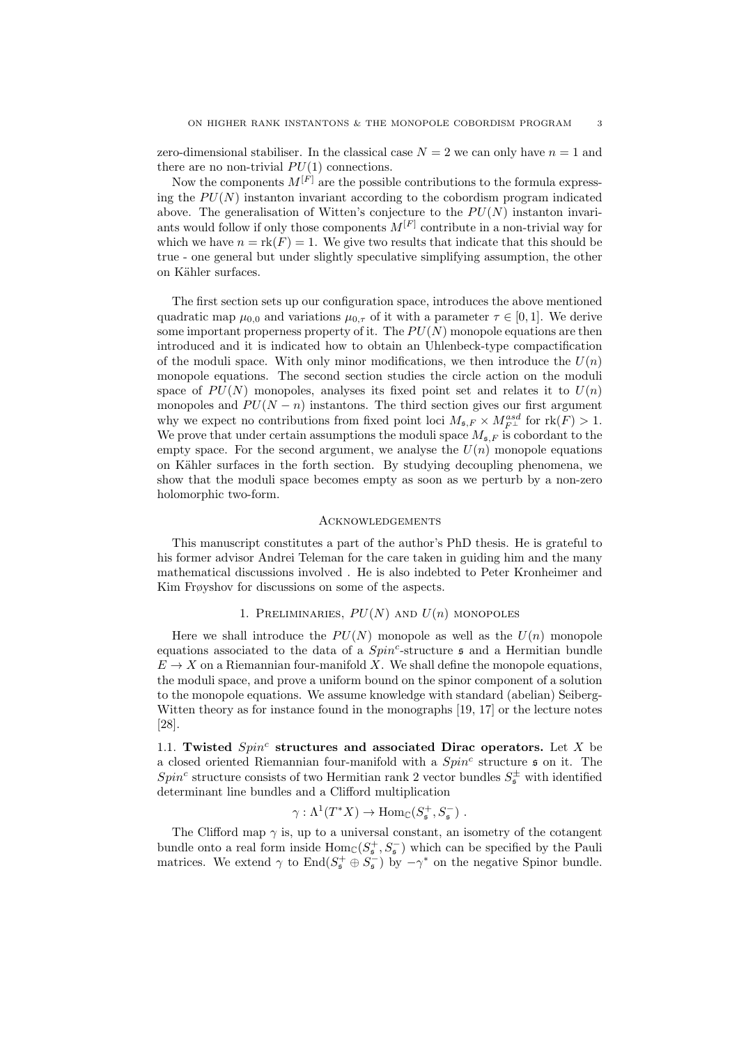zero-dimensional stabiliser. In the classical case $N = 2$ we can only have $n = 1$ and there are no non-trivial $PU(1)$ connections.

Now the components $M^{[F]}$ are the possible contributions to the formula expressing the $PU(N)$ instanton invariant according to the cobordism program indicated above. The generalisation of Witten's conjecture to the $PU(N)$ instanton invariants would follow if only those components $M^{[F]}$ contribute in a non-trivial way for which we have $n = \mathrm{rk}(F) = 1$. We give two results that indicate that this should be true - one general but under slightly speculative simplifying assumption, the other on Kähler surfaces.

The first section sets up our configuration space, introduces the above mentioned quadratic map $\mu_{0,0}$ and variations $\mu_{0,\tau}$ of it with a parameter $\tau \in [0,1]$. We derive some important properness property of it. The $PU(N)$ monopole equations are then introduced and it is indicated how to obtain an Uhlenbeck-type compactification of the moduli space. With only minor modifications, we then introduce the $U(n)$ monopole equations. The second section studies the circle action on the moduli space of $PU(N)$ monopoles, analyses its fixed point set and relates it to $U(n)$ monopoles and $PU(N-n)$ instantons. The third section gives our first argument why we expect no contributions from fixed point loci $M_{\mathfrak{s},F} \times M^{asd}_{F^\perp}$ for $\mathrm{rk}(F) > 1$. We prove that under certain assumptions the moduli space $M_{\mathfrak{s},F}$ is cobordant to the empty space. For the second argument, we analyse the $U(n)$ monopole equations on Kähler surfaces in the forth section. By studying decoupling phenomena, we show that the moduli space becomes empty as soon as we perturb by a non-zero holomorphic two-form.

## Acknowledgements

This manuscript constitutes a part of the author's PhD thesis. He is grateful to his former advisor Andrei Teleman for the care taken in guiding him and the many mathematical discussions involved . He is also indebted to Peter Kronheimer and Kim Frøyshov for discussions on some of the aspects.

## 1. Preliminaries, $PU(N)$ and $U(n)$ monopoles

Here we shall introduce the $PU(N)$ monopole as well as the $U(n)$ monopole equations associated to the data of a $Spin^c$-structure $\mathfrak{s}$ and a Hermitian bundle $E \to X$ on a Riemannian four-manifold $X$. We shall define the monopole equations, the moduli space, and prove a uniform bound on the spinor component of a solution to the monopole equations. We assume knowledge with standard (abelian) Seiberg-Witten theory as for instance found in the monographs [19, 17] or the lecture notes [28].

### 1.1. Twisted $Spin^c$ structures and associated Dirac operators.

Let $X$ be a closed oriented Riemannian four-manifold with a $Spin^c$ structure $\mathfrak{s}$ on it. The $Spin^c$ structure consists of two Hermitian rank 2 vector bundles $S^\pm_{\mathfrak{s}}$ with identified determinant line bundles and a Clifford multiplication

$$\gamma : \Lambda^1(T^*X) \to \mathrm{Hom}_{\mathbb{C}}(S^+_{\mathfrak{s}}, S^-_{\mathfrak{s}}) \ .$$

The Clifford map $\gamma$ is, up to a universal constant, an isometry of the cotangent bundle onto a real form inside $\mathrm{Hom}_{\mathbb{C}}(S^+_{\mathfrak{s}}, S^-_{\mathfrak{s}})$ which can be specified by the Pauli matrices. We extend $\gamma$ to $\mathrm{End}(S^+_{\mathfrak{s}} \oplus S^-_{\mathfrak{s}})$ by $-\gamma^*$ on the negative Spinor bundle.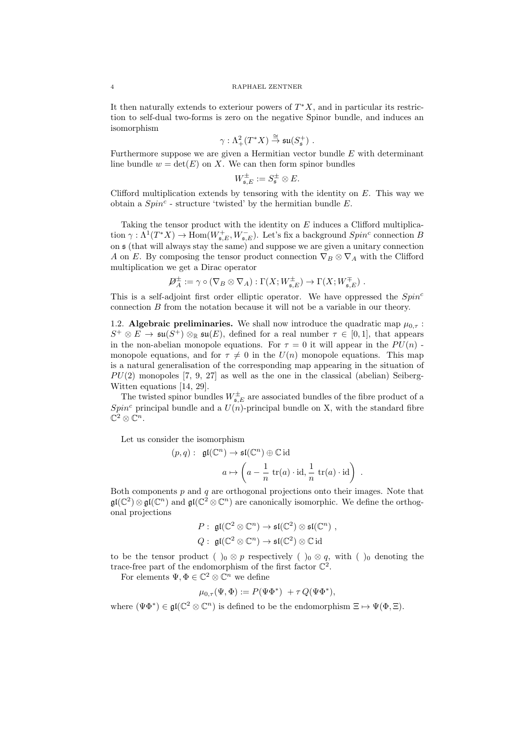It then naturally extends to exteriour powers of $T^*X$, and in particular its restriction to self-dual two-forms is zero on the negative Spinor bundle, and induces an isomorphism

$$\gamma : \Lambda^2_+(T^*X) \stackrel{\cong}{\to} \mathfrak{su}(S^+_{\mathfrak{s}}) \ .$$

Furthermore suppose we are given a Hermitian vector bundle $E$ with determinant line bundle $w = \det(E)$ on $X$. We can then form spinor bundles

$$W^{\pm}_{\mathfrak{s},E} := S^{\pm}_{\mathfrak{s}} \otimes E.$$

Clifford multiplication extends by tensoring with the identity on $E$. This way we obtain a $Spin^c$ - structure 'twisted' by the hermitian bundle $E$.

Taking the tensor product with the identity on $E$ induces a Clifford multiplication $\gamma : \Lambda^1(T^*X) \to \mathrm{Hom}(W^+_{\mathfrak{s},E}, W^-_{\mathfrak{s},E})$. Let's fix a background $Spin^c$ connection $B$ on $\mathfrak{s}$ (that will always stay the same) and suppose we are given a unitary connection $A$ on $E$. By composing the tensor product connection $\nabla_B \otimes \nabla_A$ with the Clifford multiplication we get a Dirac operator

$$D\!\!\!\!/^{\pm}_A := \gamma \circ (\nabla_B \otimes \nabla_A) : \Gamma(X; W^{\pm}_{\mathfrak{s},E}) \to \Gamma(X; W^{\mp}_{\mathfrak{s},E}) \ .$$

This is a self-adjoint first order elliptic operator. We have oppressed the $Spin^c$ connection $B$ from the notation because it will not be a variable in our theory.

1.2. **Algebraic preliminaries.** We shall now introduce the quadratic map $\mu_{0,\tau} : S^+ \otimes E \to \mathfrak{su}(S^+) \otimes_{\mathbb{R}} \mathfrak{su}(E)$, defined for a real number $\tau \in [0,1]$, that appears in the non-abelian monopole equations. For $\tau = 0$ it will appear in the $PU(n)$ - monopole equations, and for $\tau \neq 0$ in the $U(n)$ monopole equations. This map is a natural generalisation of the corresponding map appearing in the situation of $PU(2)$ monopoles [7, 9, 27] as well as the one in the classical (abelian) Seiberg-Witten equations [14, 29].

The twisted spinor bundles $W^{\pm}_{\mathfrak{s},E}$ are associated bundles of the fibre product of a $Spin^c$ principal bundle and a $U(n)$-principal bundle on X, with the standard fibre $\mathbb{C}^2 \otimes \mathbb{C}^n$.

Let us consider the isomorphism

$$\begin{aligned}(p,q) : \ \ \mathfrak{gl}(\mathbb{C}^n) &\to \mathfrak{sl}(\mathbb{C}^n) \oplus \mathbb{C}\,\mathrm{id} \\ a &\mapsto \left( a - \frac{1}{n}\ \mathrm{tr}(a)\cdot \mathrm{id}, \frac{1}{n}\ \mathrm{tr}(a)\cdot \mathrm{id} \right) \ .\end{aligned}$$

Both components $p$ and $q$ are orthogonal projections onto their images. Note that $\mathfrak{gl}(\mathbb{C}^2) \otimes \mathfrak{gl}(\mathbb{C}^n)$ and $\mathfrak{gl}(\mathbb{C}^2 \otimes \mathbb{C}^n)$ are canonically isomorphic. We define the orthogonal projections

$$\begin{aligned} P : \ \mathfrak{gl}(\mathbb{C}^2 \otimes \mathbb{C}^n) &\to \mathfrak{sl}(\mathbb{C}^2) \otimes \mathfrak{sl}(\mathbb{C}^n) \ , \\ Q : \ \mathfrak{gl}(\mathbb{C}^2 \otimes \mathbb{C}^n) &\to \mathfrak{sl}(\mathbb{C}^2) \otimes \mathbb{C}\,\mathrm{id} \end{aligned}$$

to be the tensor product $(\ )_0 \otimes p$ respectively $(\ )_0 \otimes q$, with $(\ )_0$ denoting the trace-free part of the endomorphism of the first factor $\mathbb{C}^2$.

For elements $\Psi, \Phi \in \mathbb{C}^2 \otimes \mathbb{C}^n$ we define

$$\mu_{0,\tau}(\Psi, \Phi) := P(\Psi\Phi^*) \ + \tau\, Q(\Psi\Phi^*),$$

where $(\Psi\Phi^*) \in \mathfrak{gl}(\mathbb{C}^2 \otimes \mathbb{C}^n)$ is defined to be the endomorphism $\Xi \mapsto \Psi(\Phi, \Xi)$.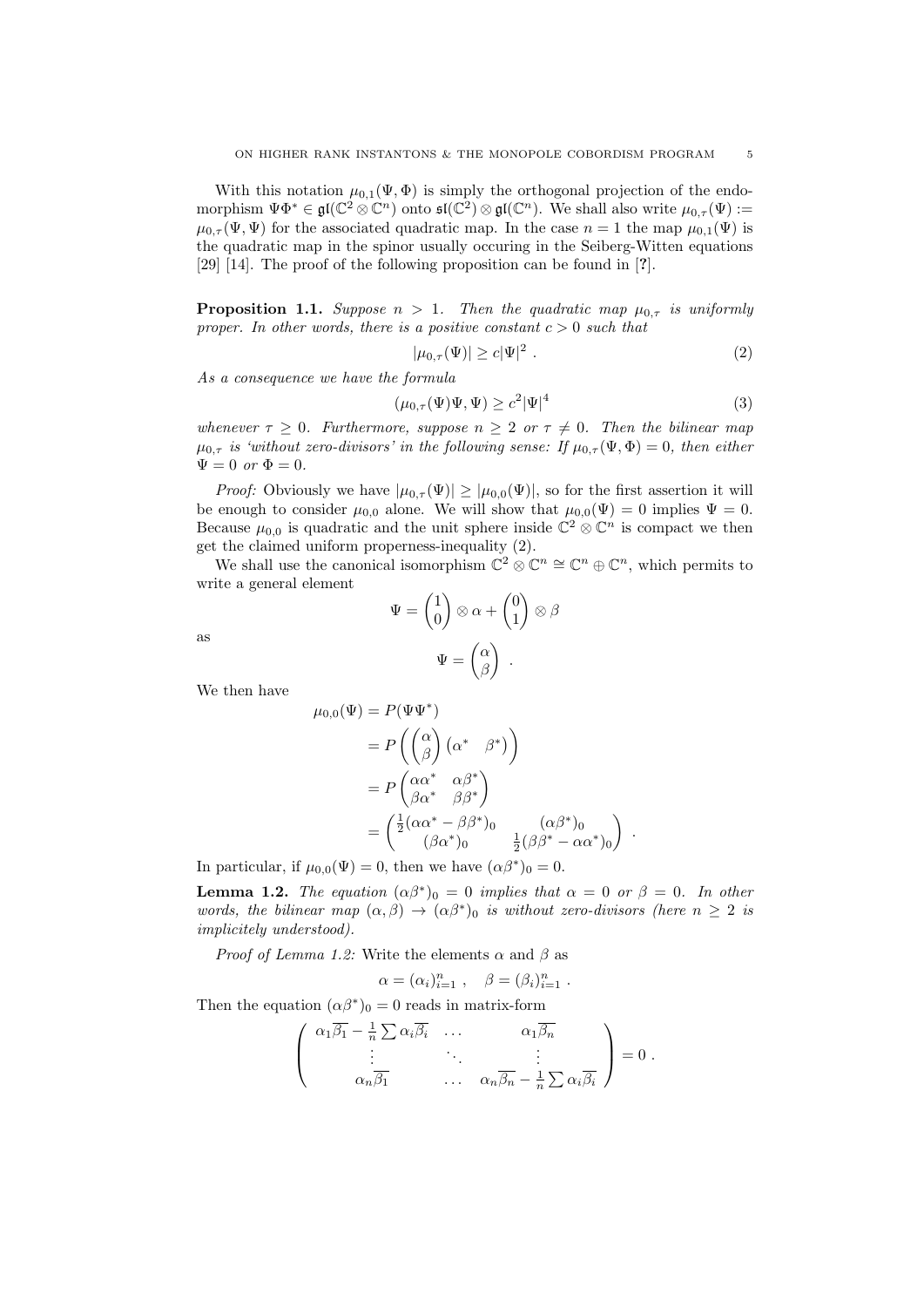With this notation $\mu_{0,1}(\Psi, \Phi)$ is simply the orthogonal projection of the endomorphism $\Psi\Phi^* \in \mathfrak{gl}(\mathbb{C}^2 \otimes \mathbb{C}^n)$ onto $\mathfrak{sl}(\mathbb{C}^2) \otimes \mathfrak{gl}(\mathbb{C}^n)$. We shall also write $\mu_{0,\tau}(\Psi) := \mu_{0,\tau}(\Psi, \Psi)$ for the associated quadratic map. In the case $n = 1$ the map $\mu_{0,1}(\Psi)$ is the quadratic map in the spinor usually occuring in the Seiberg-Witten equations [29] [14]. The proof of the following proposition can be found in [?].

**Proposition 1.1.** *Suppose $n > 1$. Then the quadratic map $\mu_{0,\tau}$ is uniformly proper. In other words, there is a positive constant $c > 0$ such that*

$$|\mu_{0,\tau}(\Psi)| \geq c|\Psi|^2 \ . \tag{2}$$

*As a consequence we have the formula*

$$(\mu_{0,\tau}(\Psi)\Psi, \Psi) \geq c^2|\Psi|^4 \tag{3}$$

*whenever $\tau \geq 0$. Furthermore, suppose $n \geq 2$ or $\tau \neq 0$. Then the bilinear map $\mu_{0,\tau}$ is 'without zero-divisors' in the following sense: If $\mu_{0,\tau}(\Psi, \Phi) = 0$, then either $\Psi = 0$ or $\Phi = 0$.*

*Proof:* Obviously we have $|\mu_{0,\tau}(\Psi)| \geq |\mu_{0,0}(\Psi)|$, so for the first assertion it will be enough to consider $\mu_{0,0}$ alone. We will show that $\mu_{0,0}(\Psi) = 0$ implies $\Psi = 0$. Because $\mu_{0,0}$ is quadratic and the unit sphere inside $\mathbb{C}^2 \otimes \mathbb{C}^n$ is compact we then get the claimed uniform properness-inequality (2).

We shall use the canonical isomorphism $\mathbb{C}^2 \otimes \mathbb{C}^n \cong \mathbb{C}^n \oplus \mathbb{C}^n$, which permits to write a general element

$$\Psi = \begin{pmatrix} 1 \\ 0 \end{pmatrix} \otimes \alpha + \begin{pmatrix} 0 \\ 1 \end{pmatrix} \otimes \beta$$

as

$$\Psi = \begin{pmatrix} \alpha \\ \beta \end{pmatrix} \ .$$

We then have

$$\begin{aligned}
\mu_{0,0}(\Psi) &= P(\Psi\Psi^*) \\
&= P\left( \begin{pmatrix} \alpha \\ \beta \end{pmatrix} \begin{pmatrix} \alpha^* & \beta^* \end{pmatrix} \right) \\
&= P \begin{pmatrix} \alpha\alpha^* & \alpha\beta^* \\ \beta\alpha^* & \beta\beta^* \end{pmatrix} \\
&= \begin{pmatrix} \frac{1}{2}(\alpha\alpha^* - \beta\beta^*)_0 & (\alpha\beta^*)_0 \\ (\beta\alpha^*)_0 & \frac{1}{2}(\beta\beta^* - \alpha\alpha^*)_0 \end{pmatrix} \ .
\end{aligned}$$

In particular, if $\mu_{0,0}(\Psi) = 0$, then we have $(\alpha\beta^*)_0 = 0$.

**Lemma 1.2.** *The equation $(\alpha\beta^*)_0 = 0$ implies that $\alpha = 0$ or $\beta = 0$. In other words, the bilinear map $(\alpha, \beta) \to (\alpha\beta^*)_0$ is without zero-divisors (here $n \geq 2$ is implicitely understood).*

*Proof of Lemma 1.2:* Write the elements $\alpha$ and $\beta$ as

$$\alpha = (\alpha_i)_{i=1}^n \ , \quad \beta = (\beta_i)_{i=1}^n \ .$$

Then the equation $(\alpha\beta^*)_0 = 0$ reads in matrix-form

$$\begin{pmatrix} \alpha_1\overline{\beta_1} - \frac{1}{n}\sum \alpha_i\overline{\beta_i} & \dots & \alpha_1\overline{\beta_n} \\ \vdots & \ddots & \vdots \\ \alpha_n\overline{\beta_1} & \dots & \alpha_n\overline{\beta_n} - \frac{1}{n}\sum \alpha_i\overline{\beta_i} \end{pmatrix} = 0 \ .$$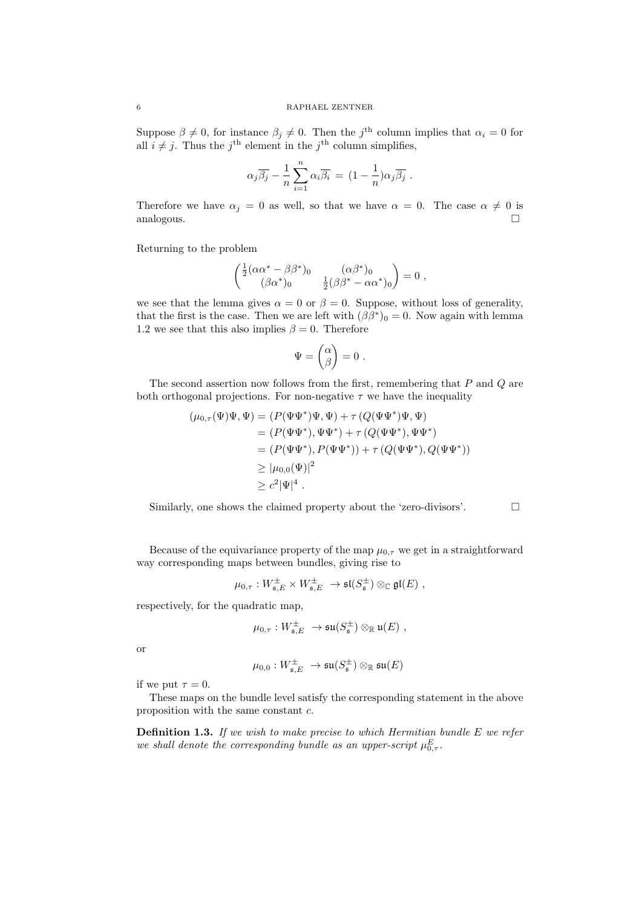Suppose $\beta \neq 0$, for instance $\beta_j \neq 0$. Then the $j^{\text{th}}$ column implies that $\alpha_i = 0$ for all $i \neq j$. Thus the $j^{\text{th}}$ element in the $j^{\text{th}}$ column simplifies,

$$\alpha_j \overline{\beta_j} - \frac{1}{n} \sum_{i=1}^{n} \alpha_i \overline{\beta_i} \, = \, (1 - \frac{1}{n}) \alpha_j \overline{\beta_j} \ .$$

Therefore we have $\alpha_j = 0$ as well, so that we have $\alpha = 0$. The case $\alpha \neq 0$ is analogous. □

Returning to the problem

$$\begin{pmatrix} \frac{1}{2}(\alpha\alpha^* - \beta\beta^*)_0 & (\alpha\beta^*)_0 \\ (\beta\alpha^*)_0 & \frac{1}{2}(\beta\beta^* - \alpha\alpha^*)_0 \end{pmatrix} = 0 \ ,$$

we see that the lemma gives $\alpha = 0$ or $\beta = 0$. Suppose, without loss of generality, that the first is the case. Then we are left with $(\beta\beta^*)_0 = 0$. Now again with lemma 1.2 we see that this also implies $\beta = 0$. Therefore

$$\Psi = \begin{pmatrix} \alpha \\ \beta \end{pmatrix} = 0 \ .$$

The second assertion now follows from the first, remembering that $P$ and $Q$ are both orthogonal projections. For non-negative $\tau$ we have the inequality

$$\begin{aligned}
(\mu_{0,\tau}(\Psi)\Psi, \Psi) &= (P(\Psi\Psi^*)\Psi, \Psi) + \tau \, (Q(\Psi\Psi^*)\Psi, \Psi) \\
&= (P(\Psi\Psi^*), \Psi\Psi^*) + \tau \, (Q(\Psi\Psi^*), \Psi\Psi^*) \\
&= (P(\Psi\Psi^*), P(\Psi\Psi^*)) + \tau \, (Q(\Psi\Psi^*), Q(\Psi\Psi^*)) \\
&\geq |\mu_{0,0}(\Psi)|^2 \\
&\geq c^2 |\Psi|^4 \ .
\end{aligned}$$

Similarly, one shows the claimed property about the 'zero-divisors'. □

Because of the equivariance property of the map $\mu_{0,\tau}$ we get in a straightforward way corresponding maps between bundles, giving rise to

$$\mu_{0,\tau} : W^{\pm}_{\mathfrak{s},E} \times W^{\pm}_{\mathfrak{s},E} \ \to \mathfrak{sl}(S^{\pm}_{\mathfrak{s}}) \otimes_{\mathbb{C}} \mathfrak{gl}(E) \ ,$$

respectively, for the quadratic map,

$$\mu_{0,\tau} : W^{\pm}_{\mathfrak{s},E} \ \to \mathfrak{su}(S^{\pm}_{\mathfrak{s}}) \otimes_{\mathbb{R}} \mathfrak{u}(E) \ ,$$

or

$$\mu_{0,0} : W^{\pm}_{\mathfrak{s},E} \ \to \mathfrak{su}(S^{\pm}_{\mathfrak{s}}) \otimes_{\mathbb{R}} \mathfrak{su}(E)$$

if we put $\tau = 0$.

These maps on the bundle level satisfy the corresponding statement in the above proposition with the same constant $c$.

**Definition 1.3.** *If we wish to make precise to which Hermitian bundle $E$ we refer we shall denote the corresponding bundle as an upper-script $\mu^E_{0,\tau}$.*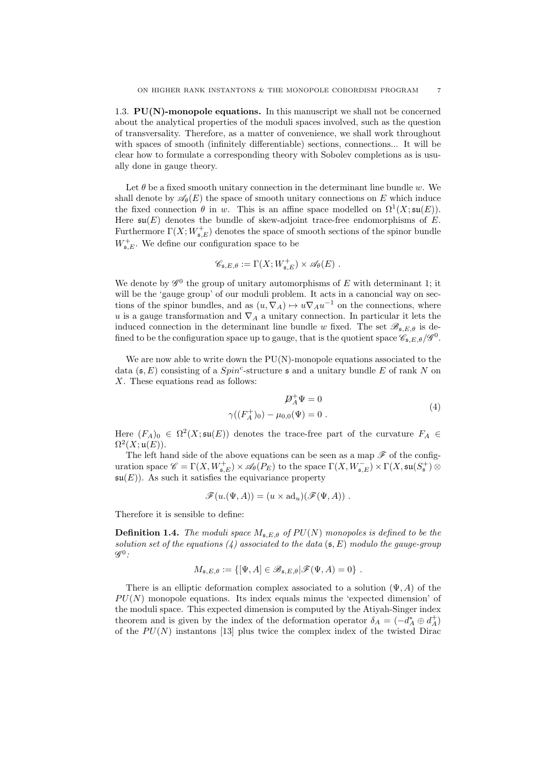1.3. **PU(N)-monopole equations.** In this manuscript we shall not be concerned about the analytical properties of the moduli spaces involved, such as the question of transversality. Therefore, as a matter of convenience, we shall work throughout with spaces of smooth (infinitely differentiable) sections, connections... It will be clear how to formulate a corresponding theory with Sobolev completions as is usually done in gauge theory.

Let $\theta$ be a fixed smooth unitary connection in the determinant line bundle $w$. We shall denote by $\mathscr{A}_\theta(E)$ the space of smooth unitary connections on $E$ which induce the fixed connection $\theta$ in $w$. This is an affine space modelled on $\Omega^1(X;\mathfrak{su}(E))$. Here $\mathfrak{su}(E)$ denotes the bundle of skew-adjoint trace-free endomorphisms of $E$. Furthermore $\Gamma(X;W^+_{\mathfrak{s},E})$ denotes the space of smooth sections of the spinor bundle $W^+_{\mathfrak{s},E}$. We define our configuration space to be

$$\mathscr{C}_{\mathfrak{s},E,\theta} := \Gamma(X;W^+_{\mathfrak{s},E}) \times \mathscr{A}_\theta(E) \ .$$

We denote by $\mathscr{G}^0$ the group of unitary automorphisms of $E$ with determinant 1; it will be the 'gauge group' of our moduli problem. It acts in a canoncial way on sections of the spinor bundles, and as $(u, \nabla_A) \mapsto u\nabla_A u^{-1}$ on the connections, where $u$ is a gauge transformation and $\nabla_A$ a unitary connection. In particular it lets the induced connection in the determinant line bundle $w$ fixed. The set $\mathscr{B}_{\mathfrak{s},E,\theta}$ is defined to be the configuration space up to gauge, that is the quotient space $\mathscr{C}_{\mathfrak{s},E,\theta}/\mathscr{G}^0$.

We are now able to write down the PU(N)-monopole equations associated to the data $(\mathfrak{s}, E)$ consisting of a $Spin^c$-structure $\mathfrak{s}$ and a unitary bundle $E$ of rank $N$ on $X$. These equations read as follows:

$$\begin{aligned} \not{D}^+_A \Psi &= 0 \\ \gamma((F^+_A)_0) - \mu_{0,0}(\Psi) &= 0 \ . \end{aligned} \tag{4}$$

Here $(F_A)_0 \in \Omega^2(X;\mathfrak{su}(E))$ denotes the trace-free part of the curvature $F_A \in \Omega^2(X;\mathfrak{u}(E))$.

The left hand side of the above equations can be seen as a map $\mathscr{F}$ of the configuration space $\mathscr{C} = \Gamma(X, W^+_{\mathfrak{s},E}) \times \mathscr{A}_\theta(P_E)$ to the space $\Gamma(X, W^-_{\mathfrak{s},E}) \times \Gamma(X, \mathfrak{su}(S^+_{\mathfrak{s}}) \otimes \mathfrak{su}(E))$. As such it satisfies the equivariance property

$$\mathscr{F}(u.(\Psi, A)) = (u \times \mathrm{ad}_u)(\mathscr{F}(\Psi, A)) \ .$$

Therefore it is sensible to define:

**Definition 1.4.** *The moduli space $M_{\mathfrak{s},E,\theta}$ of $PU(N)$ monopoles is defined to be the solution set of the equations (4) associated to the data $(\mathfrak{s}, E)$ modulo the gauge-group $\mathscr{G}^0$:*

$$M_{\mathfrak{s},E,\theta} := \{[\Psi, A] \in \mathscr{B}_{\mathfrak{s},E,\theta} | \mathscr{F}(\Psi, A) = 0\} \ .$$

There is an elliptic deformation complex associated to a solution $(\Psi, A)$ of the $PU(N)$ monopole equations. Its index equals minus the 'expected dimension' of the moduli space. This expected dimension is computed by the Atiyah-Singer index theorem and is given by the index of the deformation operator $\delta_A = (-d^*_A \oplus d^+_A)$ of the $PU(N)$ instantons [13] plus twice the complex index of the twisted Dirac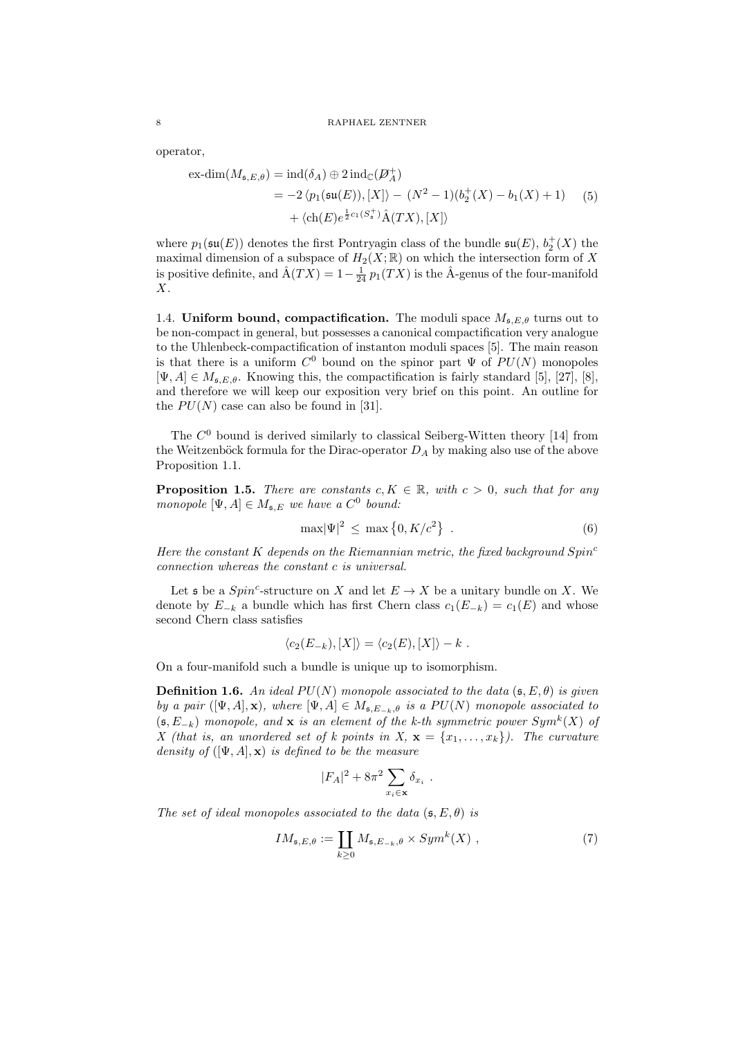operator,

$$
\begin{aligned}
\text{ex-dim}(M_{\mathfrak{s},E,\theta}) &= \operatorname{ind}(\delta_A) \oplus 2\operatorname{ind}_{\mathbb{C}}(\not{D}_A^+) \\
&= -2\,\langle p_1(\mathfrak{su}(E)), [X]\rangle - (N^2-1)(b_2^+(X) - b_1(X) + 1) \\
&\quad + \langle \operatorname{ch}(E) e^{\frac{1}{2}c_1(S_{\mathfrak{s}}^+)} \hat{\mathrm{A}}(TX), [X]\rangle
\end{aligned} \tag{5}
$$

where $p_1(\mathfrak{su}(E))$ denotes the first Pontryagin class of the bundle $\mathfrak{su}(E)$, $b_2^+(X)$ the maximal dimension of a subspace of $H_2(X;\mathbb{R})$ on which the intersection form of $X$ is positive definite, and $\hat{\mathrm{A}}(TX) = 1 - \frac{1}{24}\, p_1(TX)$ is the Â-genus of the four-manifold $X$.

1.4. **Uniform bound, compactification.** The moduli space $M_{\mathfrak{s},E,\theta}$ turns out to be non-compact in general, but possesses a canonical compactification very analogue to the Uhlenbeck-compactification of instanton moduli spaces [5]. The main reason is that there is a uniform $C^0$ bound on the spinor part $\Psi$ of $PU(N)$ monopoles $[\Psi, A] \in M_{\mathfrak{s},E,\theta}$. Knowing this, the compactification is fairly standard [5], [27], [8], and therefore we will keep our exposition very brief on this point. An outline for the $PU(N)$ case can also be found in [31].

The $C^0$ bound is derived similarly to classical Seiberg-Witten theory [14] from the Weitzenböck formula for the Dirac-operator $D_A$ by making also use of the above Proposition 1.1.

**Proposition 1.5.** *There are constants $c, K \in \mathbb{R}$, with $c > 0$, such that for any monopole $[\Psi, A] \in M_{\mathfrak{s},E}$ we have a $C^0$ bound:*

$$
\max |\Psi|^2 \le \max\left\{0, K/c^2\right\} \ . \tag{6}
$$

*Here the constant $K$ depends on the Riemannian metric, the fixed background $Spin^c$ connection whereas the constant $c$ is universal.*

Let $\mathfrak{s}$ be a $Spin^c$-structure on $X$ and let $E \to X$ be a unitary bundle on $X$. We denote by $E_{-k}$ a bundle which has first Chern class $c_1(E_{-k}) = c_1(E)$ and whose second Chern class satisfies

$$
\langle c_2(E_{-k}), [X]\rangle = \langle c_2(E), [X]\rangle - k \ .
$$

On a four-manifold such a bundle is unique up to isomorphism.

**Definition 1.6.** *An ideal $PU(N)$ monopole associated to the data $(\mathfrak{s}, E, \theta)$ is given by a pair $([\Psi, A], \mathbf{x})$, where $[\Psi, A] \in M_{\mathfrak{s},E_{-k},\theta}$ is a $PU(N)$ monopole associated to $(\mathfrak{s}, E_{-k})$ monopole, and $\mathbf{x}$ is an element of the $k$-th symmetric power $Sym^k(X)$ of $X$ (that is, an unordered set of $k$ points in $X$, $\mathbf{x} = \{x_1, \dots, x_k\}$). The curvature density of $([\Psi, A], \mathbf{x})$ is defined to be the measure*

$$
|F_A|^2 + 8\pi^2 \sum_{x_i \in \mathbf{x}} \delta_{x_i} \ .
$$

*The set of ideal monopoles associated to the data $(\mathfrak{s}, E, \theta)$ is*

$$
IM_{\mathfrak{s},E,\theta} := \coprod_{k \ge 0} M_{\mathfrak{s},E_{-k},\theta} \times Sym^k(X) \ , \tag{7}
$$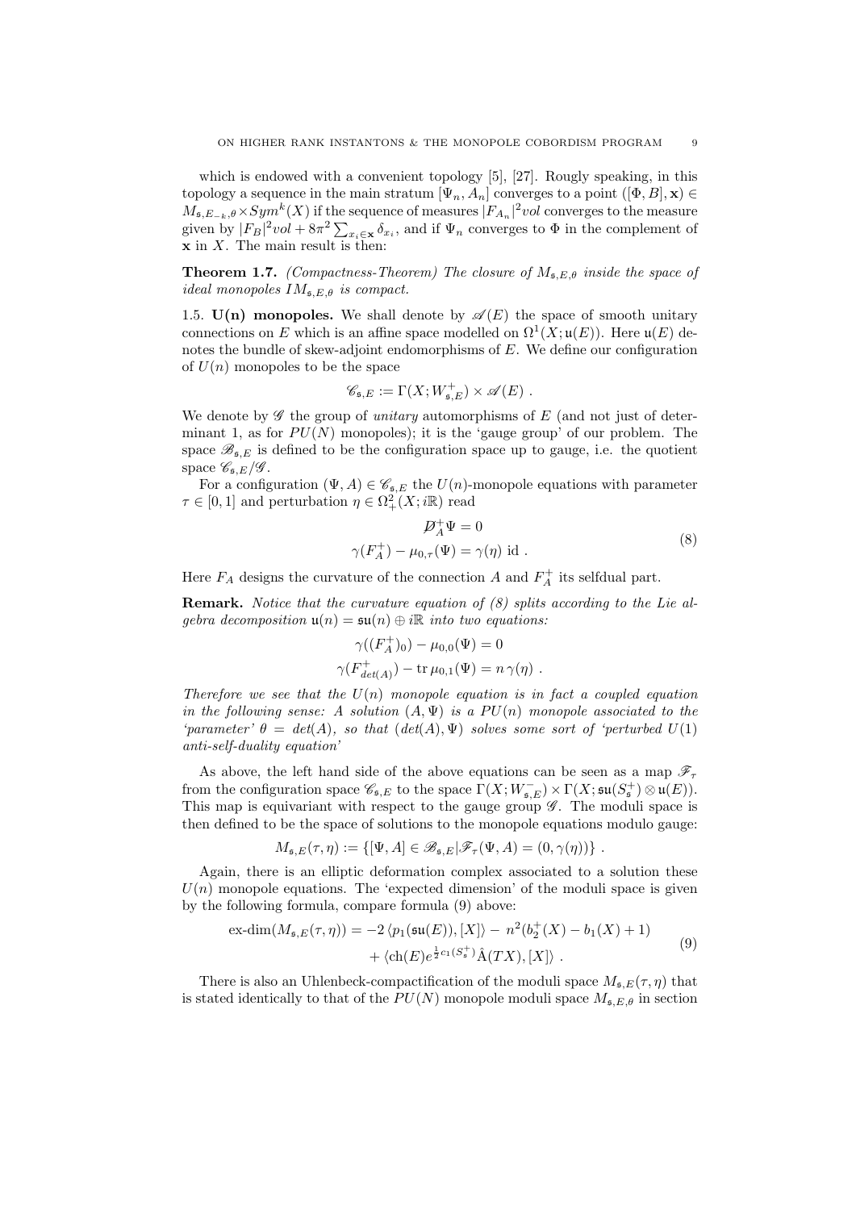which is endowed with a convenient topology [5], [27]. Roughly speaking, in this topology a sequence in the main stratum $[\Psi_n, A_n]$ converges to a point $([\Phi, B], \mathbf{x}) \in M_{\mathfrak{s},E_{-k},\theta} \times Sym^k(X)$ if the sequence of measures $|F_{A_n}|^2 vol$ converges to the measure given by $|F_B|^2 vol + 8\pi^2 \sum_{x_i \in \mathbf{x}} \delta_{x_i}$, and if $\Psi_n$ converges to $\Phi$ in the complement of $\mathbf{x}$ in $X$. The main result is then:

**Theorem 1.7.** *(Compactness-Theorem) The closure of $M_{\mathfrak{s},E,\theta}$ inside the space of ideal monopoles $IM_{\mathfrak{s},E,\theta}$ is compact.*

1.5. **U(n) monopoles.** We shall denote by $\mathscr{A}(E)$ the space of smooth unitary connections on $E$ which is an affine space modelled on $\Omega^1(X;\mathfrak{u}(E))$. Here $\mathfrak{u}(E)$ denotes the bundle of skew-adjoint endomorphisms of $E$. We define our configuration of $U(n)$ monopoles to be the space

$$\mathscr{C}_{\mathfrak{s},E} := \Gamma(X; W^+_{\mathfrak{s},E}) \times \mathscr{A}(E) \ .$$

We denote by $\mathscr{G}$ the group of *unitary* automorphisms of $E$ (and not just of determinant 1, as for $PU(N)$ monopoles); it is the 'gauge group' of our problem. The space $\mathscr{B}_{\mathfrak{s},E}$ is defined to be the configuration space up to gauge, i.e. the quotient space $\mathscr{C}_{\mathfrak{s},E}/\mathscr{G}$.

For a configuration $(\Psi, A) \in \mathscr{C}_{\mathfrak{s},E}$ the $U(n)$-monopole equations with parameter $\tau \in [0,1]$ and perturbation $\eta \in \Omega^2_+(X; i\mathbb{R})$ read

$$\begin{aligned} D\!\!\!\!/^+_A \Psi &= 0 \\ \gamma(F^+_A) - \mu_{0,\tau}(\Psi) &= \gamma(\eta) \ \mathrm{id} \ . \end{aligned} \tag{8}$$

Here $F_A$ designs the curvature of the connection $A$ and $F^+_A$ its selfdual part.

**Remark.** *Notice that the curvature equation of (8) splits according to the Lie algebra decomposition $\mathfrak{u}(n) = \mathfrak{su}(n) \oplus i\mathbb{R}$ into two equations:*

$$\begin{aligned} \gamma((F^+_A)_0) - \mu_{0,0}(\Psi) &= 0 \\ \gamma(F^+_{det(A)}) - \operatorname{tr} \mu_{0,1}(\Psi) &= n\, \gamma(\eta) \ . \end{aligned}$$

*Therefore we see that the $U(n)$ monopole equation is in fact a coupled equation in the following sense: A solution $(A,\Psi)$ is a $PU(n)$ monopole associated to the 'parameter' $\theta = det(A)$, so that $(det(A), \Psi)$ solves some sort of 'perturbed $U(1)$ anti-self-duality equation'*

As above, the left hand side of the above equations can be seen as a map $\mathscr{F}_\tau$ from the configuration space $\mathscr{C}_{\mathfrak{s},E}$ to the space $\Gamma(X; W^-_{\mathfrak{s},E}) \times \Gamma(X; \mathfrak{su}(S^+_{\mathfrak{s}}) \otimes \mathfrak{u}(E))$. This map is equivariant with respect to the gauge group $\mathscr{G}$. The moduli space is then defined to be the space of solutions to the monopole equations modulo gauge:

$$M_{\mathfrak{s},E}(\tau,\eta) := \{[\Psi, A] \in \mathscr{B}_{\mathfrak{s},E} | \mathscr{F}_\tau(\Psi, A) = (0, \gamma(\eta))\} \ .$$

Again, there is an elliptic deformation complex associated to a solution these $U(n)$ monopole equations. The 'expected dimension' of the moduli space is given by the following formula, compare formula (9) above:

$$\begin{aligned} \text{ex-dim}(M_{\mathfrak{s},E}(\tau,\eta)) = &-2\,\langle p_1(\mathfrak{su}(E)), [X]\rangle - \, n^2(b^+_2(X) - b_1(X) + 1) \\ &+ \langle \mathrm{ch}(E) e^{\frac{1}{2}c_1(S^+_{\mathfrak{s}})} \hat{A}(TX), [X]\rangle \ . \end{aligned} \tag{9}$$

There is also an Uhlenbeck-compactification of the moduli space $M_{\mathfrak{s},E}(\tau,\eta)$ that is stated identically to that of the $PU(N)$ monopole moduli space $M_{\mathfrak{s},E,\theta}$ in section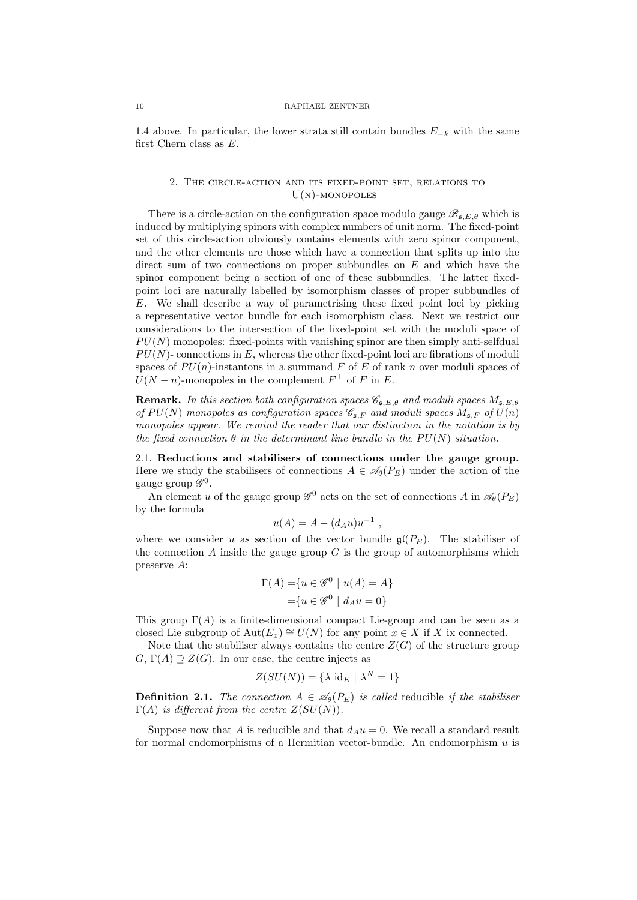1.4 above. In particular, the lower strata still contain bundles $E_{-k}$ with the same first Chern class as $E$.

## 2. The circle-action and its fixed-point set, relations to U(n)-monopoles

There is a circle-action on the configuration space modulo gauge $\mathscr{B}_{\mathfrak{s},E,\theta}$ which is induced by multiplying spinors with complex numbers of unit norm. The fixed-point set of this circle-action obviously contains elements with zero spinor component, and the other elements are those which have a connection that splits up into the direct sum of two connections on proper subbundles on $E$ and which have the spinor component being a section of one of these subbundles. The latter fixed-point loci are naturally labelled by isomorphism classes of proper subbundles of $E$. We shall describe a way of parametrising these fixed point loci by picking a representative vector bundle for each isomorphism class. Next we restrict our considerations to the intersection of the fixed-point set with the moduli space of $PU(N)$ monopoles: fixed-points with vanishing spinor are then simply anti-selfdual $PU(N)$- connections in $E$, whereas the other fixed-point loci are fibrations of moduli spaces of $PU(n)$-instantons in a summand $F$ of $E$ of rank $n$ over moduli spaces of $U(N-n)$-monopoles in the complement $F^{\perp}$ of $F$ in $E$.

**Remark.** *In this section both configuration spaces $\mathscr{C}_{\mathfrak{s},E,\theta}$ and moduli spaces $M_{\mathfrak{s},E,\theta}$ of $PU(N)$ monopoles as configuration spaces $\mathscr{C}_{\mathfrak{s},F}$ and moduli spaces $M_{\mathfrak{s},F}$ of $U(n)$ monopoles appear. We remind the reader that our distinction in the notation is by the fixed connection $\theta$ in the determinant line bundle in the $PU(N)$ situation.*

### 2.1. Reductions and stabilisers of connections under the gauge group.

Here we study the stabilisers of connections $A \in \mathscr{A}_\theta(P_E)$ under the action of the gauge group $\mathscr{G}^0$.

An element $u$ of the gauge group $\mathscr{G}^0$ acts on the set of connections $A$ in $\mathscr{A}_\theta(P_E)$ by the formula

$$u(A) = A - (d_A u)u^{-1} \ ,$$

where we consider $u$ as section of the vector bundle $\mathfrak{gl}(P_E)$. The stabiliser of the connection $A$ inside the gauge group $G$ is the group of automorphisms which preserve $A$:

$$\begin{aligned}\Gamma(A) =& \{u \in \mathscr{G}^0 \mid u(A) = A\} \\ =& \{u \in \mathscr{G}^0 \mid d_A u = 0\}\end{aligned}$$

This group $\Gamma(A)$ is a finite-dimensional compact Lie-group and can be seen as a closed Lie subgroup of $\mathrm{Aut}(E_x) \cong U(N)$ for any point $x \in X$ if $X$ ix connected.

Note that the stabiliser always contains the centre $Z(G)$ of the structure group $G$, $\Gamma(A) \supseteq Z(G)$. In our case, the centre injects as

$$Z(SU(N)) = \{\lambda \ \mathrm{id}_E \mid \lambda^N = 1\}$$

**Definition 2.1.** *The connection $A \in \mathscr{A}_\theta(P_E)$ is called* reducible *if the stabiliser $\Gamma(A)$ is different from the centre $Z(SU(N))$.*

Suppose now that $A$ is reducible and that $d_A u = 0$. We recall a standard result for normal endomorphisms of a Hermitian vector-bundle. An endomorphism $u$ is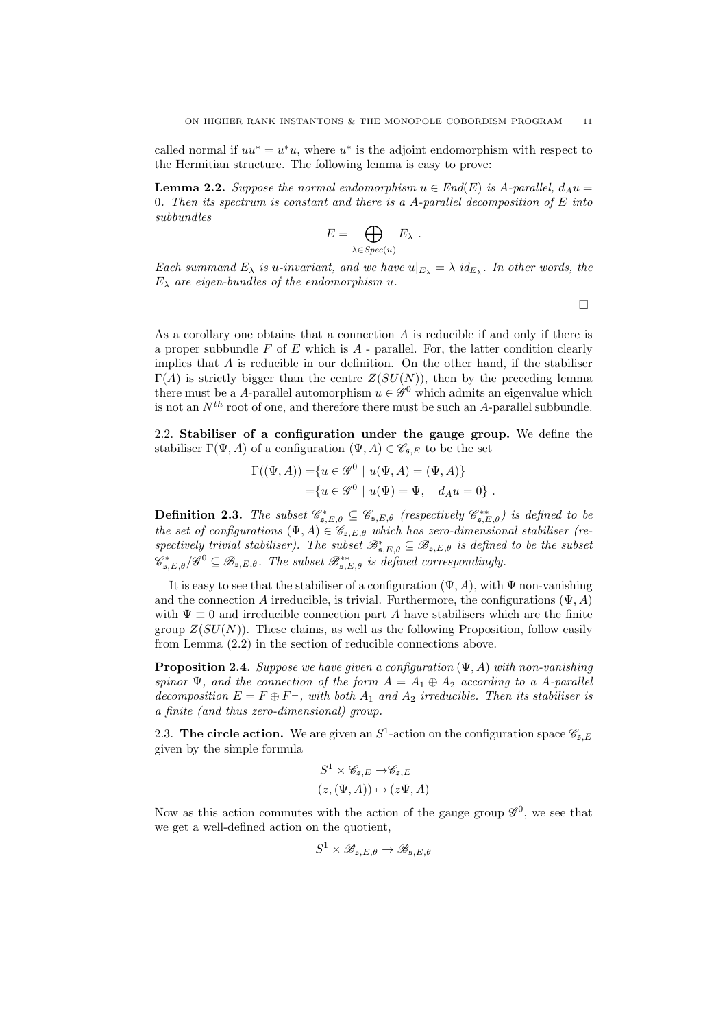called normal if $uu^* = u^*u$, where $u^*$ is the adjoint endomorphism with respect to the Hermitian structure. The following lemma is easy to prove:

**Lemma 2.2.** *Suppose the normal endomorphism $u \in End(E)$ is A-parallel, $d_A u = 0$. Then its spectrum is constant and there is a A-parallel decomposition of E into subbundles*

$$E = \bigoplus_{\lambda \in Spec(u)} E_\lambda \ .$$

*Each summand $E_\lambda$ is u-invariant, and we have $u|_{E_\lambda} = \lambda \ id_{E_\lambda}$. In other words, the $E_\lambda$ are eigen-bundles of the endomorphism u.*

□

As a corollary one obtains that a connection $A$ is reducible if and only if there is a proper subbundle $F$ of $E$ which is $A$ - parallel. For, the latter condition clearly implies that $A$ is reducible in our definition. On the other hand, if the stabiliser $\Gamma(A)$ is strictly bigger than the centre $Z(SU(N))$, then by the preceding lemma there must be a $A$-parallel automorphism $u \in \mathscr{G}^0$ which admits an eigenvalue which is not an $N^{th}$ root of one, and therefore there must be such an $A$-parallel subbundle.

## 2.2. Stabiliser of a configuration under the gauge group.

We define the stabiliser $\Gamma(\Psi, A)$ of a configuration $(\Psi, A) \in \mathscr{C}_{\mathfrak{s},E}$ to be the set

$$\begin{aligned}
\Gamma((\Psi, A)) =& \{u \in \mathscr{G}^0 \mid u(\Psi, A) = (\Psi, A)\} \\
=& \{u \in \mathscr{G}^0 \mid u(\Psi) = \Psi, \quad d_A u = 0\} \ .
\end{aligned}$$

**Definition 2.3.** *The subset $\mathscr{C}^*_{\mathfrak{s},E,\theta} \subseteq \mathscr{C}_{\mathfrak{s},E,\theta}$ (respectively $\mathscr{C}^{**}_{\mathfrak{s},E,\theta}$) is defined to be the set of configurations $(\Psi, A) \in \mathscr{C}_{\mathfrak{s},E,\theta}$ which has zero-dimensional stabiliser (respectively trivial stabiliser). The subset $\mathscr{B}^*_{\mathfrak{s},E,\theta} \subseteq \mathscr{B}_{\mathfrak{s},E,\theta}$ is defined to be the subset $\mathscr{C}^*_{\mathfrak{s},E,\theta}/\mathscr{G}^0 \subseteq \mathscr{B}_{\mathfrak{s},E,\theta}$. The subset $\mathscr{B}^{**}_{\mathfrak{s},E,\theta}$ is defined correspondingly.*

It is easy to see that the stabiliser of a configuration $(\Psi, A)$, with $\Psi$ non-vanishing and the connection $A$ irreducible, is trivial. Furthermore, the configurations $(\Psi, A)$ with $\Psi \equiv 0$ and irreducible connection part $A$ have stabilisers which are the finite group $Z(SU(N))$. These claims, as well as the following Proposition, follow easily from Lemma (2.2) in the section of reducible connections above.

**Proposition 2.4.** *Suppose we have given a configuration $(\Psi, A)$ with non-vanishing spinor $\Psi$, and the connection of the form $A = A_1 \oplus A_2$ according to a A-parallel decomposition $E = F \oplus F^\perp$, with both $A_1$ and $A_2$ irreducible. Then its stabiliser is a finite (and thus zero-dimensional) group.*

## 2.3. The circle action.

We are given an $S^1$-action on the configuration space $\mathscr{C}_{\mathfrak{s},E}$ given by the simple formula

$$\begin{aligned}
S^1 \times \mathscr{C}_{\mathfrak{s},E} \to& \mathscr{C}_{\mathfrak{s},E} \\
(z, (\Psi, A)) \mapsto& (z\Psi, A)
\end{aligned}$$

Now as this action commutes with the action of the gauge group $\mathscr{G}^0$, we see that we get a well-defined action on the quotient,

$$S^1 \times \mathscr{B}_{\mathfrak{s},E,\theta} \to \mathscr{B}_{\mathfrak{s},E,\theta}$$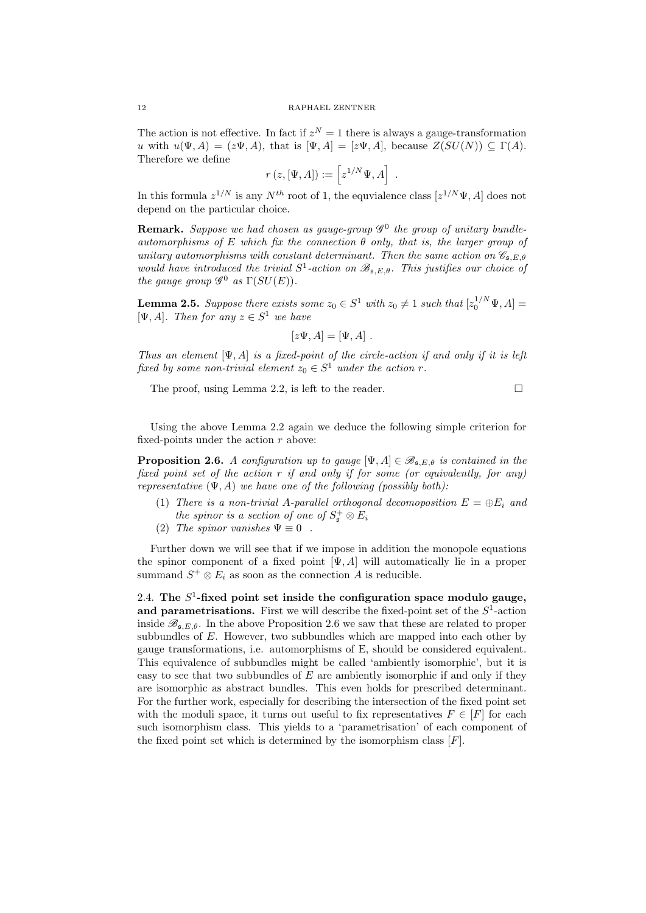The action is not effective. In fact if $z^N = 1$ there is always a gauge-transformation $u$ with $u(\Psi, A) = (z\Psi, A)$, that is $[\Psi, A] = [z\Psi, A]$, because $Z(SU(N)) \subseteq \Gamma(A)$. Therefore we define

$$r\left(z, [\Psi, A]\right) := \left[z^{1/N}\Psi, A\right] \ .$$

In this formula $z^{1/N}$ is any $N^{th}$ root of 1, the equvialence class $[z^{1/N}\Psi, A]$ does not depend on the particular choice.

**Remark.** *Suppose we had chosen as gauge-group $\mathscr{G}^0$ the group of unitary bundle-automorphisms of $E$ which fix the connection $\theta$ only, that is, the larger group of unitary automorphisms with constant determinant. Then the same action on $\mathscr{C}_{\mathfrak{s},E,\theta}$ would have introduced the trivial $S^1$-action on $\mathscr{B}_{\mathfrak{s},E,\theta}$. This justifies our choice of the gauge group $\mathscr{G}^0$ as $\Gamma(SU(E))$.*

**Lemma 2.5.** *Suppose there exists some $z_0 \in S^1$ with $z_0 \neq 1$ such that $[z_0^{1/N}\Psi, A] = [\Psi, A]$. Then for any $z \in S^1$ we have*

$$[z\Psi, A] = [\Psi, A] \ .$$

*Thus an element $[\Psi, A]$ is a fixed-point of the circle-action if and only if it is left fixed by some non-trivial element $z_0 \in S^1$ under the action $r$.*

The proof, using Lemma 2.2, is left to the reader. □

Using the above Lemma 2.2 again we deduce the following simple criterion for fixed-points under the action $r$ above:

**Proposition 2.6.** *A configuration up to gauge $[\Psi, A] \in \mathscr{B}_{\mathfrak{s},E,\theta}$ is contained in the fixed point set of the action $r$ if and only if for some (or equivalently, for any) representative $(\Psi, A)$ we have one of the following (possibly both):*

1. *There is a non-trivial $A$-parallel orthogonal decomoposition $E = \oplus E_i$ and the spinor is a section of one of $S^+_{\mathfrak{s}} \otimes E_i$*
2. *The spinor vanishes $\Psi \equiv 0$ .*

Further down we will see that if we impose in addition the monopole equations the spinor component of a fixed point $[\Psi, A]$ will automatically lie in a proper summand $S^+ \otimes E_i$ as soon as the connection $A$ is reducible.

2.4. **The $S^1$-fixed point set inside the configuration space modulo gauge, and parametrisations.** First we will describe the fixed-point set of the $S^1$-action inside $\mathscr{B}_{\mathfrak{s},E,\theta}$. In the above Proposition 2.6 we saw that these are related to proper subbundles of $E$. However, two subbundles which are mapped into each other by gauge transformations, i.e. automorphisms of E, should be considered equivalent. This equivalence of subbundles might be called 'ambiently isomorphic', but it is easy to see that two subbundles of $E$ are ambiently isomorphic if and only if they are isomorphic as abstract bundles. This even holds for prescribed determinant. For the further work, especially for describing the intersection of the fixed point set with the moduli space, it turns out useful to fix representatives $F \in [F]$ for each such isomorphism class. This yields to a 'parametrisation' of each component of the fixed point set which is determined by the isomorphism class $[F]$.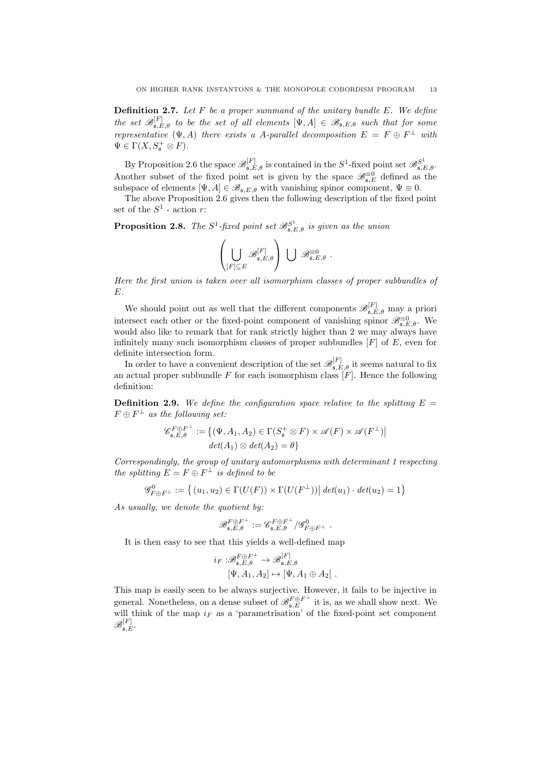**Definition 2.7.** *Let $F$ be a proper summand of the unitary bundle $E$. We define the set $\mathscr{B}^{[F]}_{\mathfrak{s},E,\theta}$ to be the set of all elements $[\Psi, A] \in \mathscr{B}_{\mathfrak{s},E,\theta}$ such that for some representative $(\Psi, A)$ there exists a $A$-parallel decomposition $E = F \oplus F^{\perp}$ with $\Psi \in \Gamma(X, S^+_{\mathfrak{s}} \otimes F)$.*

By Proposition 2.6 the space $\mathscr{B}^{[F]}_{\mathfrak{s},E,\theta}$ is contained in the $S^1$-fixed point set $\mathscr{B}^{S^1}_{\mathfrak{s},E,\theta}$. Another subset of the fixed point set is given by the space $\mathscr{B}^{\equiv 0}_{\mathfrak{s},E}$ defined as the subspace of elements $[\Psi, A] \in \mathscr{B}_{\mathfrak{s},E,\theta}$ with vanishing spinor component, $\Psi \equiv 0$.

The above Proposition 2.6 gives then the following description of the fixed point set of the $S^1$ - action $r$:

**Proposition 2.8.** *The $S^1$-fixed point set $\mathscr{B}^{S^1}_{\mathfrak{s},E,\theta}$ is given as the union*

$$\left( \bigcup_{[F] \subseteq E} \mathscr{B}^{[F]}_{\mathfrak{s},E,\theta} \right) \bigcup \mathscr{B}^{\equiv 0}_{\mathfrak{s},E,\theta} \ .$$

*Here the first union is taken over all isomorphism classes of proper subbundles of $E$.*

We should point out as well that the different components $\mathscr{B}^{[F]}_{\mathfrak{s},E,\theta}$ may a priori intersect each other or the fixed-point component of vanishing spinor $\mathscr{B}^{\equiv 0}_{\mathfrak{s},E,\theta}$. We would also like to remark that for rank strictly higher than 2 we may always have infinitely many such isomorphism classes of proper subbundles $[F]$ of $E$, even for definite intersection form.

In order to have a convenient description of the set $\mathscr{B}^{[F]}_{\mathfrak{s},E,\theta}$ it seems natural to fix an actual proper subbundle $F$ for each isomorphism class $[F]$. Hence the following definition:

**Definition 2.9.** *We define the configuration space relative to the splitting $E = F \oplus F^{\perp}$ as the following set:*

$$\mathscr{C}^{F\oplus F^{\perp}}_{\mathfrak{s},E,\theta} := \big\{ (\Psi, A_1, A_2) \in \Gamma(S^+_{\mathfrak{s}} \otimes F) \times \mathscr{A}(F) \times \mathscr{A}(F^{\perp}) \big| \\ det(A_1) \otimes det(A_2) = \theta \big\}$$

*Correspondingly, the group of unitary automorphisms with determinant 1 respecting the splitting $E = F \oplus F^{\perp}$ is defined to be*

$$\mathscr{G}^0_{F\oplus F^{\perp}} := \big\{ (u_1, u_2) \in \Gamma(U(F)) \times \Gamma(U(F^{\perp})) \big| \, det(u_1) \cdot det(u_2) = 1 \big\}$$

*As usually, we denote the quotient by:*

$$\mathscr{B}^{F\oplus F^{\perp}}_{\mathfrak{s},E,\theta} := \mathscr{C}^{F\oplus F^{\perp}}_{\mathfrak{s},E,\theta} / \mathscr{G}^0_{F\oplus F^{\perp}} \ .$$

It is then easy to see that this yields a well-defined map

$$i_F : \mathscr{B}^{F\oplus F^{\perp}}_{\mathfrak{s},E,\theta} \to \mathscr{B}^{[F]}_{\mathfrak{s},E,\theta}$$
$$[\Psi, A_1, A_2] \mapsto [\Psi, A_1 \oplus A_2] \ .$$

This map is easily seen to be always surjective. However, it fails to be injective in general. Nonetheless, on a dense subset of $\mathscr{B}^{F\oplus F^{\perp}}_{\mathfrak{s},E}$ it is, as we shall show next. We will think of the map $i_F$ as a 'parametrisation' of the fixed-point set component $\mathscr{B}^{[F]}_{\mathfrak{s},E}$.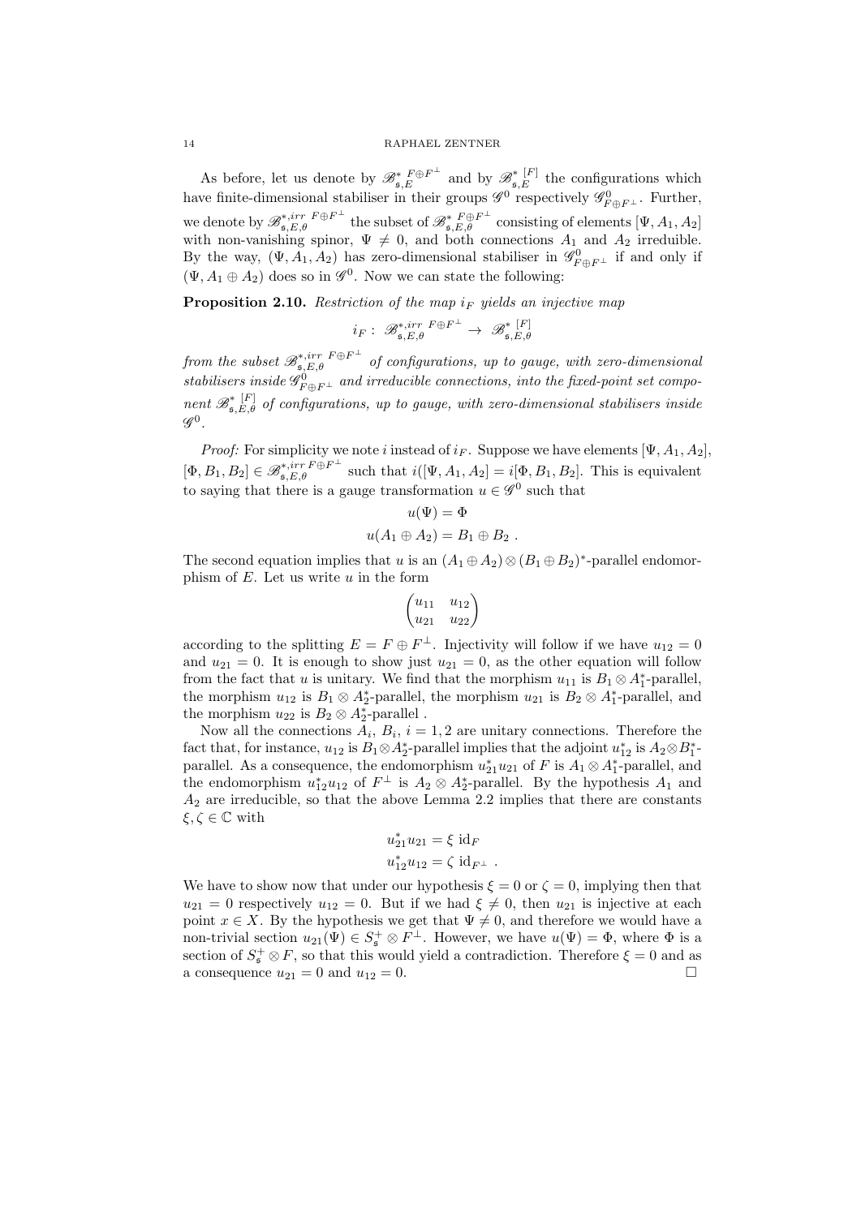As before, let us denote by $\mathscr{B}^{*\ F\oplus F^\perp}_{\mathfrak{s},E}$ and by $\mathscr{B}^{*\ [F]}_{\mathfrak{s},E}$ the configurations which have finite-dimensional stabiliser in their groups $\mathscr{G}^0$ respectively $\mathscr{G}^0_{F\oplus F^\perp}$. Further, we denote by $\mathscr{B}^{*,irr\ F\oplus F^\perp}_{\mathfrak{s},E,\theta}$ the subset of $\mathscr{B}^{*\ F\oplus F^\perp}_{\mathfrak{s},E,\theta}$ consisting of elements $[\Psi, A_1, A_2]$ with non-vanishing spinor, $\Psi \neq 0$, and both connections $A_1$ and $A_2$ irreduible. By the way, $(\Psi, A_1, A_2)$ has zero-dimensional stabiliser in $\mathscr{G}^0_{F\oplus F^\perp}$ if and only if $(\Psi, A_1 \oplus A_2)$ does so in $\mathscr{G}^0$. Now we can state the following:

**Proposition 2.10.** *Restriction of the map $i_F$ yields an injective map*

$$i_F : \ \mathscr{B}^{*,irr\ F\oplus F^\perp}_{\mathfrak{s},E,\theta} \to \ \mathscr{B}^{*\ [F]}_{\mathfrak{s},E,\theta}$$

*from the subset $\mathscr{B}^{*,irr\ F\oplus F^\perp}_{\mathfrak{s},E,\theta}$ of configurations, up to gauge, with zero-dimensional stabilisers inside $\mathscr{G}^0_{F\oplus F^\perp}$ and irreducible connections, into the fixed-point set component $\mathscr{B}^{*\ [F]}_{\mathfrak{s},E,\theta}$ of configurations, up to gauge, with zero-dimensional stabilisers inside $\mathscr{G}^0$.*

*Proof:* For simplicity we note $i$ instead of $i_F$. Suppose we have elements $[\Psi, A_1, A_2]$, $[\Phi, B_1, B_2] \in \mathscr{B}^{*,irr\ F\oplus F^\perp}_{\mathfrak{s},E,\theta}$ such that $i([\Psi, A_1, A_2] = i[\Phi, B_1, B_2]$. This is equivalent to saying that there is a gauge transformation $u \in \mathscr{G}^0$ such that

$$u(\Psi) = \Phi$$
$$u(A_1 \oplus A_2) = B_1 \oplus B_2 \ .$$

The second equation implies that $u$ is an $(A_1 \oplus A_2) \otimes (B_1 \oplus B_2)^*$-parallel endomorphism of $E$. Let us write $u$ in the form

$$\begin{pmatrix} u_{11} & u_{12} \\ u_{21} & u_{22} \end{pmatrix}$$

according to the splitting $E = F \oplus F^\perp$. Injectivity will follow if we have $u_{12} = 0$ and $u_{21} = 0$. It is enough to show just $u_{21} = 0$, as the other equation will follow from the fact that $u$ is unitary. We find that the morphism $u_{11}$ is $B_1 \otimes A_1^*$-parallel, the morphism $u_{12}$ is $B_1 \otimes A_2^*$-parallel, the morphism $u_{21}$ is $B_2 \otimes A_1^*$-parallel, and the morphism $u_{22}$ is $B_2 \otimes A_2^*$-parallel .

Now all the connections $A_i$, $B_i$, $i = 1, 2$ are unitary connections. Therefore the fact that, for instance, $u_{12}$ is $B_1 \otimes A_2^*$-parallel implies that the adjoint $u_{12}^*$ is $A_2 \otimes B_1^*$-parallel. As a consequence, the endomorphism $u_{21}^* u_{21}$ of $F$ is $A_1 \otimes A_1^*$-parallel, and the endomorphism $u_{12}^* u_{12}$ of $F^\perp$ is $A_2 \otimes A_2^*$-parallel. By the hypothesis $A_1$ and $A_2$ are irreducible, so that the above Lemma 2.2 implies that there are constants $\xi, \zeta \in \mathbb{C}$ with

$$u_{21}^* u_{21} = \xi \ \mathrm{id}_F$$
$$u_{12}^* u_{12} = \zeta \ \mathrm{id}_{F^\perp} \ .$$

We have to show now that under our hypothesis $\xi = 0$ or $\zeta = 0$, implying then that $u_{21} = 0$ respectively $u_{12} = 0$. But if we had $\xi \neq 0$, then $u_{21}$ is injective at each point $x \in X$. By the hypothesis we get that $\Psi \neq 0$, and therefore we would have a non-trivial section $u_{21}(\Psi) \in S^+_{\mathfrak{s}} \otimes F^\perp$. However, we have $u(\Psi) = \Phi$, where $\Phi$ is a section of $S^+_{\mathfrak{s}} \otimes F$, so that this would yield a contradiction. Therefore $\xi = 0$ and as a consequence $u_{21} = 0$ and $u_{12} = 0$. $\square$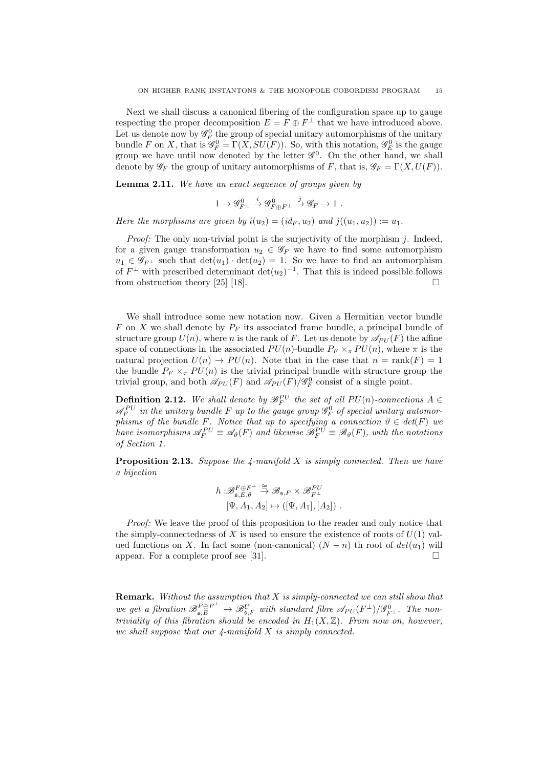Next we shall discuss a canonical fibering of the configuration space up to gauge respecting the proper decomposition $E = F \oplus F^\perp$ that we have introduced above. Let us denote now by $\mathscr{G}^0_F$ the group of special unitary automorphisms of the unitary bundle $F$ on $X$, that is $\mathscr{G}^0_F = \Gamma(X, SU(F))$. So, with this notation, $\mathscr{G}^0_E$ is the gauge group we have until now denoted by the letter $\mathscr{G}^0$. On the other hand, we shall denote by $\mathscr{G}_F$ the group of unitary automorphisms of $F$, that is, $\mathscr{G}_F = \Gamma(X, U(F))$.

**Lemma 2.11.** *We have an exact sequence of groups given by*

$$1 \to \mathscr{G}^0_{F^\perp} \xrightarrow{i} \mathscr{G}^0_{F \oplus F^\perp} \xrightarrow{j} \mathscr{G}_F \to 1 \ .$$

*Here the morphisms are given by $i(u_2) = (id_F, u_2)$ and $j((u_1, u_2)) := u_1$.*

*Proof:* The only non-trivial point is the surjectivity of the morphism $j$. Indeed, for a given gauge transformation $u_2 \in \mathscr{G}_F$ we have to find some automorphism $u_1 \in \mathscr{G}_{F^\perp}$ such that $\det(u_1) \cdot \det(u_2) = 1$. So we have to find an automorphism of $F^\perp$ with prescribed determinant $\det(u_2)^{-1}$. That this is indeed possible follows from obstruction theory [25] [18]. $\square$

We shall introduce some new notation now. Given a Hermitian vector bundle $F$ on $X$ we shall denote by $P_F$ its associated frame bundle, a principal bundle of structure group $U(n)$, where $n$ is the rank of $F$. Let us denote by $\mathscr{A}_{PU}(F)$ the affine space of connections in the associated $PU(n)$-bundle $P_F \times_\pi PU(n)$, where $\pi$ is the natural projection $U(n) \to PU(n)$. Note that in the case that $n = \mathrm{rank}(F) = 1$ the bundle $P_F \times_\pi PU(n)$ is the trivial principal bundle with structure group the trivial group, and both $\mathscr{A}_{PU}(F)$ and $\mathscr{A}_{PU}(F)/\mathscr{G}^0_F$ consist of a single point.

**Definition 2.12.** *We shall denote by $\mathscr{B}^{PU}_F$ the set of all $PU(n)$-connections $A \in \mathscr{A}^{PU}_F$ in the unitary bundle $F$ up to the gauge group $\mathscr{G}^0_F$ of special unitary automorphisms of the bundle $F$. Notice that up to specifying a connection $\vartheta \in det(F)$ we have isomorphisms $\mathscr{A}^{PU}_F \equiv \mathscr{A}_\vartheta(F)$ and likewise $\mathscr{B}^{PU}_F \equiv \mathscr{B}_\vartheta(F)$, with the notations of Section 1.*

**Proposition 2.13.** *Suppose the 4-manifold $X$ is simply connected. Then we have a bijection*

$$\begin{aligned} h : &\mathscr{B}^{F \oplus F^\perp}_{\mathfrak{s},E,\theta} \xrightarrow{\cong} \mathscr{B}_{\mathfrak{s},F} \times \mathscr{B}^{PU}_{F^\perp} \\ &[\Psi, A_1, A_2] \mapsto ([\Psi, A_1], [A_2]) \ . \end{aligned}$$

*Proof:* We leave the proof of this proposition to the reader and only notice that the simply-connectedness of $X$ is used to ensure the existence of roots of $U(1)$ valued functions on $X$. In fact some (non-canonical) $(N-n)$ th root of $det(u_1)$ will appear. For a complete proof see [31]. $\square$

**Remark.** *Without the assumption that $X$ is simply-connected we can still show that we get a fibration $\mathscr{B}^{F \oplus F^\perp}_{\mathfrak{s},E} \to \mathscr{B}^U_{\mathfrak{s},F}$ with standard fibre $\mathscr{A}_{PU}(F^\perp)/\mathscr{G}^0_{F^\perp}$. The non-triviality of this fibration should be encoded in $H_1(X, \mathbb{Z})$. From now on, however, we shall suppose that our 4-manifold $X$ is simply connected.*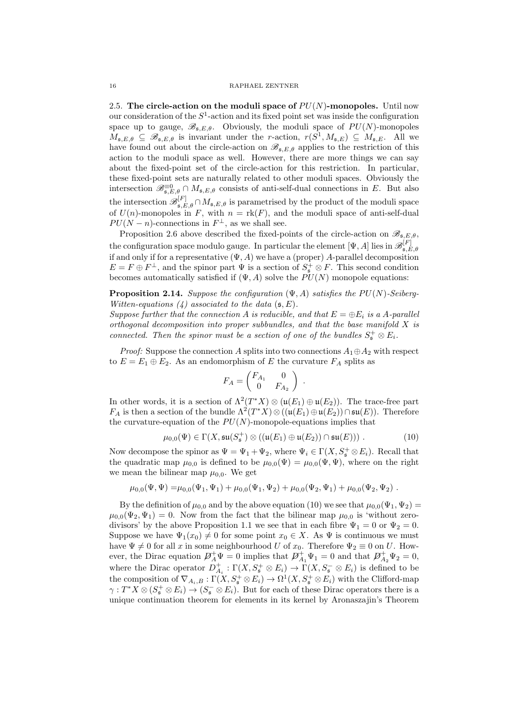2.5. **The circle-action on the moduli space of $PU(N)$-monopoles.** Until now our consideration of the $S^1$-action and its fixed point set was inside the configuration space up to gauge, $\mathscr{B}_{\mathfrak{s},E,\theta}$. Obviously, the moduli space of $PU(N)$-monopoles $M_{\mathfrak{s},E,\theta} \subseteq \mathscr{B}_{\mathfrak{s},E,\theta}$ is invariant under the $r$-action, $r(S^1, M_{\mathfrak{s},E}) \subseteq M_{\mathfrak{s},E}$. All we have found out about the circle-action on $\mathscr{B}_{\mathfrak{s},E,\theta}$ applies to the restriction of this action to the moduli space as well. However, there are more things we can say about the fixed-point set of the circle-action for this restriction. In particular, these fixed-point sets are naturally related to other moduli spaces. Obviously the intersection $\mathscr{B}^{\equiv 0}_{\mathfrak{s},E,\theta} \cap M_{\mathfrak{s},E,\theta}$ consists of anti-self-dual connections in $E$. But also the intersection $\mathscr{B}^{[F]}_{\mathfrak{s},E,\theta} \cap M_{\mathfrak{s},E,\theta}$ is parametrised by the product of the moduli space of $U(n)$-monopoles in $F$, with $n = \mathrm{rk}(F)$, and the moduli space of anti-self-dual $PU(N-n)$-connections in $F^\perp$, as we shall see.

Proposition 2.6 above described the fixed-points of the circle-action on $\mathscr{B}_{\mathfrak{s},E,\theta}$, the configuration space modulo gauge. In particular the element $[\Psi, A]$ lies in $\mathscr{B}^{[F]}_{\mathfrak{s},E,\theta}$ if and only if for a representative $(\Psi, A)$ we have a (proper) $A$-parallel decomposition $E = F \oplus F^\perp$, and the spinor part $\Psi$ is a section of $S^+_{\mathfrak{s}} \otimes F$. This second condition becomes automatically satisfied if $(\Psi, A)$ solve the $PU(N)$ monopole equations:

**Proposition 2.14.** *Suppose the configuration $(\Psi, A)$ satisfies the $PU(N)$-Seiberg-Witten-equations (4) associated to the data $(\mathfrak{s}, E)$.*
*Suppose further that the connection $A$ is reducible, and that $E = \oplus E_i$ is a $A$-parallel orthogonal decomposition into proper subbundles, and that the base manifold $X$ is connected. Then the spinor must be a section of one of the bundles $S^+_{\mathfrak{s}} \otimes E_i$.*

*Proof:* Suppose the connection $A$ splits into two connections $A_1 \oplus A_2$ with respect to $E = E_1 \oplus E_2$. As an endomorphism of $E$ the curvature $F_A$ splits as

$$F_A = \begin{pmatrix} F_{A_1} & 0 \\ 0 & F_{A_2} \end{pmatrix} .$$

In other words, it is a section of $\Lambda^2(T^*X) \otimes (\mathfrak{u}(E_1) \oplus \mathfrak{u}(E_2))$. The trace-free part $F_A$ is then a section of the bundle $\Lambda^2(T^*X) \otimes ((\mathfrak{u}(E_1) \oplus \mathfrak{u}(E_2)) \cap \mathfrak{su}(E))$. Therefore the curvature-equation of the $PU(N)$-monopole-equations implies that

$$\mu_{0,0}(\Psi) \in \Gamma(X, \mathfrak{su}(S^+_{\mathfrak{s}}) \otimes ((\mathfrak{u}(E_1) \oplus \mathfrak{u}(E_2)) \cap \mathfrak{su}(E))) \ . \tag{10}$$

Now decompose the spinor as $\Psi = \Psi_1 + \Psi_2$, where $\Psi_i \in \Gamma(X, S^+_{\mathfrak{s}} \otimes E_i)$. Recall that the quadratic map $\mu_{0,0}$ is defined to be $\mu_{0,0}(\Psi) = \mu_{0,0}(\Psi, \Psi)$, where on the right we mean the bilinear map $\mu_{0,0}$. We get

$$\mu_{0,0}(\Psi, \Psi) = \mu_{0,0}(\Psi_1, \Psi_1) + \mu_{0,0}(\Psi_1, \Psi_2) + \mu_{0,0}(\Psi_2, \Psi_1) + \mu_{0,0}(\Psi_2, \Psi_2) \ .$$

By the definition of $\mu_{0,0}$ and by the above equation (10) we see that $\mu_{0,0}(\Psi_1, \Psi_2) = \mu_{0,0}(\Psi_2, \Psi_1) = 0$. Now from the fact that the bilinear map $\mu_{0,0}$ is 'without zero-divisors' by the above Proposition 1.1 we see that in each fibre $\Psi_1 = 0$ or $\Psi_2 = 0$. Suppose we have $\Psi_1(x_0) \neq 0$ for some point $x_0 \in X$. As $\Psi$ is continuous we must have $\Psi \neq 0$ for all $x$ in some neighbourhood $U$ of $x_0$. Therefore $\Psi_2 \equiv 0$ on $U$. However, the Dirac equation $\not{D}^+_A \Psi = 0$ implies that $\not{D}^+_{A_1} \Psi_1 = 0$ and that $\not{D}^+_{A_2} \Psi_2 = 0$, where the Dirac operator $D^+_{A_i} : \Gamma(X, S^+_{\mathfrak{s}} \otimes E_i) \to \Gamma(X, S^-_{\mathfrak{s}} \otimes E_i)$ is defined to be the composition of $\nabla_{A_i,B} : \Gamma(X, S^+_{\mathfrak{s}} \otimes E_i) \to \Omega^1(X, S^+_{\mathfrak{s}} \otimes E_i)$ with the Clifford-map $\gamma : T^*X \otimes (S^+_{\mathfrak{s}} \otimes E_i) \to (S^-_{\mathfrak{s}} \otimes E_i)$. But for each of these Dirac operators there is a unique continuation theorem for elements in its kernel by Aronaszajin's Theorem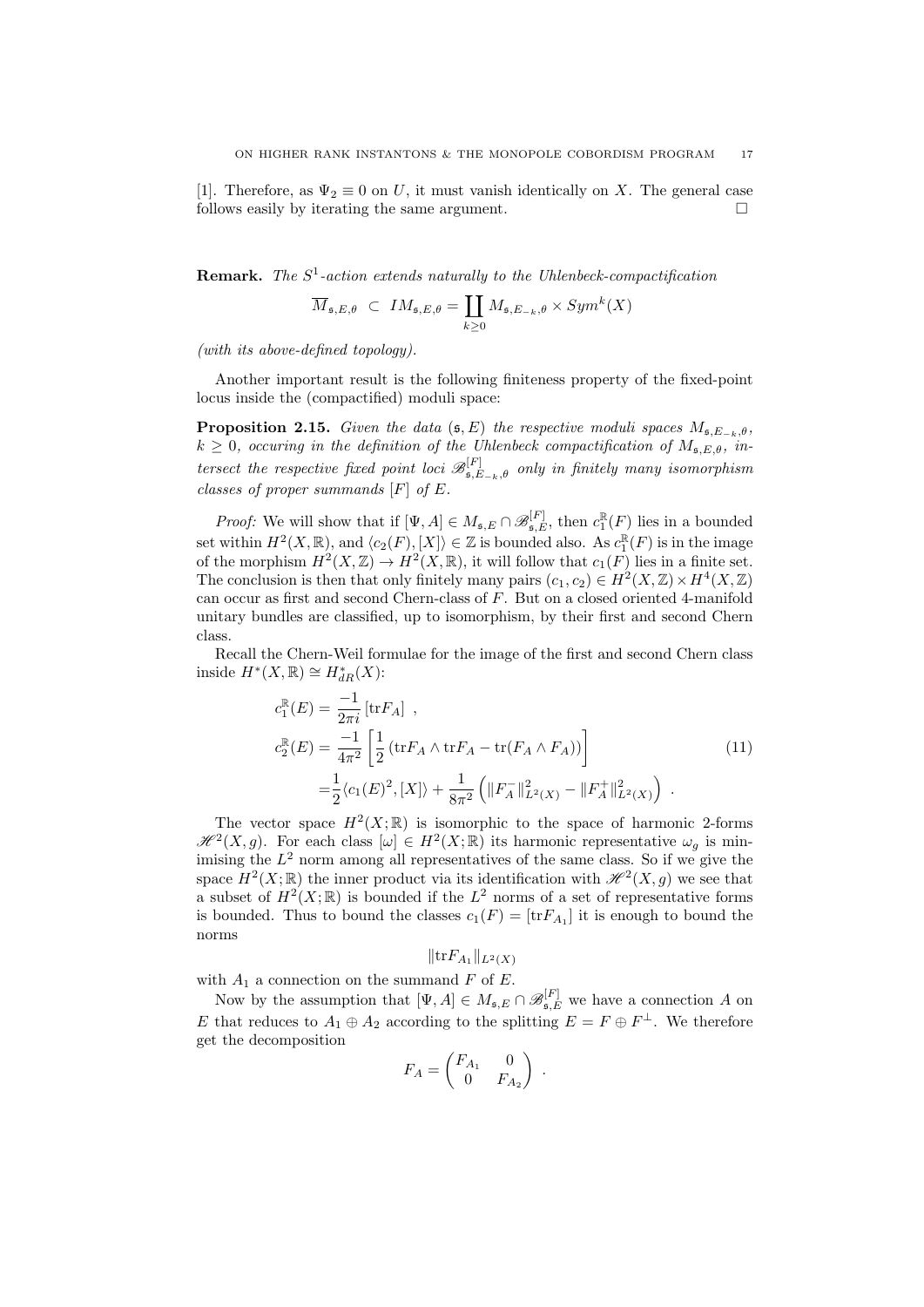[1]. Therefore, as $\Psi_2 \equiv 0$ on $U$, it must vanish identically on $X$. The general case follows easily by iterating the same argument. □

**Remark.** *The $S^1$-action extends naturally to the Uhlenbeck-compactification*

$$\overline{M}_{\mathfrak{s},E,\theta} \subset IM_{\mathfrak{s},E,\theta} = \coprod_{k \geq 0} M_{\mathfrak{s},E_{-k},\theta} \times Sym^k(X)$$

*(with its above-defined topology).*

Another important result is the following finiteness property of the fixed-point locus inside the (compactified) moduli space:

**Proposition 2.15.** *Given the data $(\mathfrak{s}, E)$ the respective moduli spaces $M_{\mathfrak{s},E_{-k},\theta}$, $k \geq 0$, occuring in the definition of the Uhlenbeck compactification of $M_{\mathfrak{s},E,\theta}$, intersect the respective fixed point loci $\mathscr{B}^{[F]}_{\mathfrak{s},E_{-k},\theta}$ only in finitely many isomorphism classes of proper summands $[F]$ of $E$.*

*Proof:* We will show that if $[\Psi, A] \in M_{\mathfrak{s},E} \cap \mathscr{B}^{[F]}_{\mathfrak{s},E}$, then $c_1^{\mathbb{R}}(F)$ lies in a bounded set within $H^2(X,\mathbb{R})$, and $\langle c_2(F), [X]\rangle \in \mathbb{Z}$ is bounded also. As $c_1^{\mathbb{R}}(F)$ is in the image of the morphism $H^2(X,\mathbb{Z}) \to H^2(X,\mathbb{R})$, it will follow that $c_1(F)$ lies in a finite set. The conclusion is then that only finitely many pairs $(c_1, c_2) \in H^2(X,\mathbb{Z}) \times H^4(X,\mathbb{Z})$ can occur as first and second Chern-class of $F$. But on a closed oriented 4-manifold unitary bundles are classified, up to isomorphism, by their first and second Chern class.

Recall the Chern-Weil formulae for the image of the first and second Chern class inside $H^*(X,\mathbb{R}) \cong H^*_{dR}(X)$:

$$\begin{aligned}
c_1^{\mathbb{R}}(E) &= \frac{-1}{2\pi i}\left[\mathrm{tr} F_A\right] \ , \\
c_2^{\mathbb{R}}(E) &= \frac{-1}{4\pi^2}\left[\frac{1}{2}\left(\mathrm{tr} F_A \wedge \mathrm{tr} F_A - \mathrm{tr}(F_A \wedge F_A)\right)\right] \\
&= \frac{1}{2}\langle c_1(E)^2, [X]\rangle + \frac{1}{8\pi^2}\left(\|F_A^-\|^2_{L^2(X)} - \|F_A^+\|^2_{L^2(X)}\right) \ .
\end{aligned} \tag{11}$$

The vector space $H^2(X;\mathbb{R})$ is isomorphic to the space of harmonic 2-forms $\mathscr{H}^2(X,g)$. For each class $[\omega] \in H^2(X;\mathbb{R})$ its harmonic representative $\omega_g$ is minimising the $L^2$ norm among all representatives of the same class. So if we give the space $H^2(X;\mathbb{R})$ the inner product via its identification with $\mathscr{H}^2(X,g)$ we see that a subset of $H^2(X;\mathbb{R})$ is bounded if the $L^2$ norms of a set of representative forms is bounded. Thus to bound the classes $c_1(F) = [\mathrm{tr} F_{A_1}]$ it is enough to bound the norms

$$\|\mathrm{tr} F_{A_1}\|_{L^2(X)}$$

with $A_1$ a connection on the summand $F$ of $E$.

Now by the assumption that $[\Psi, A] \in M_{\mathfrak{s},E} \cap \mathscr{B}^{[F]}_{\mathfrak{s},E}$ we have a connection $A$ on $E$ that reduces to $A_1 \oplus A_2$ according to the splitting $E = F \oplus F^{\perp}$. We therefore get the decomposition

$$F_A = \begin{pmatrix} F_{A_1} & 0 \\ 0 & F_{A_2} \end{pmatrix} \ .$$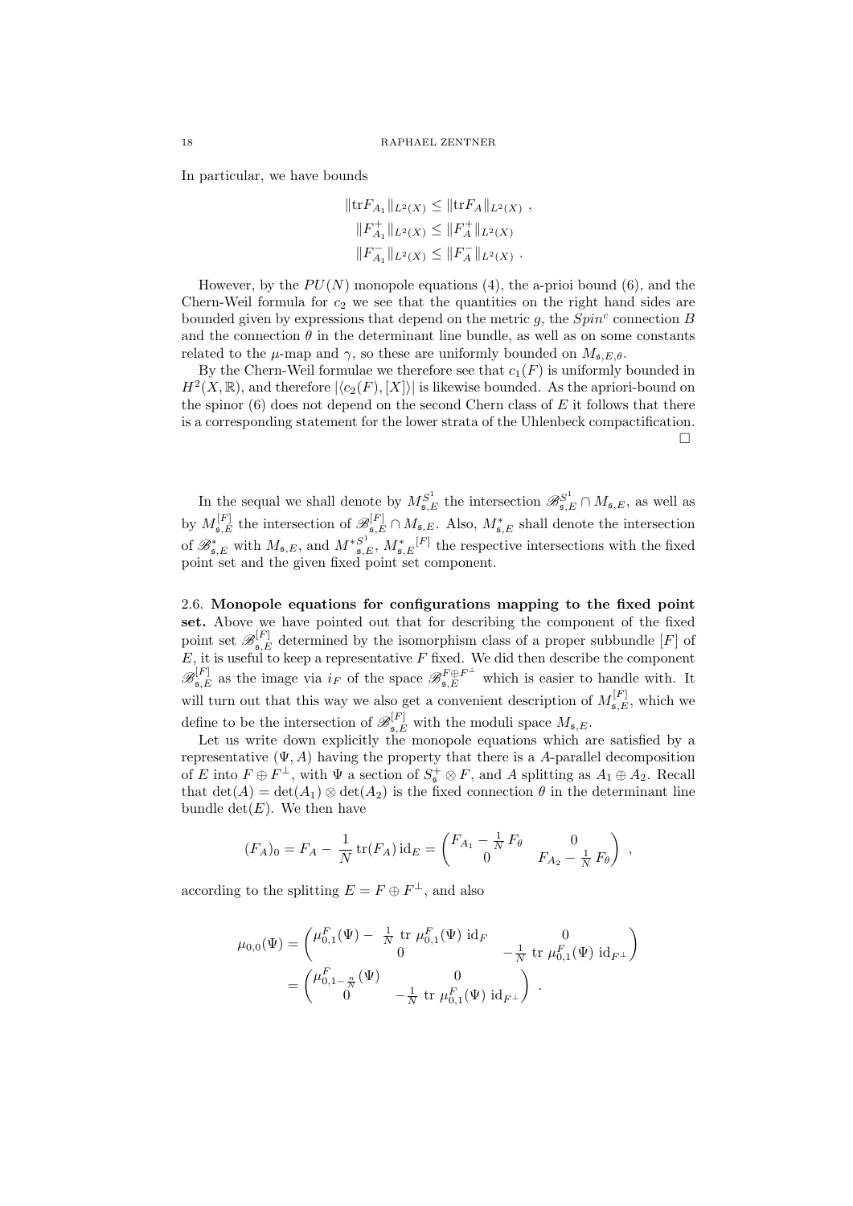In particular, we have bounds

$$
\begin{aligned}
\|\mathrm{tr} F_{A_1}\|_{L^2(X)} &\leq \|\mathrm{tr} F_A\|_{L^2(X)} \ , \\
\|F^+_{A_1}\|_{L^2(X)} &\leq \|F^+_A\|_{L^2(X)} \\
\|F^-_{A_1}\|_{L^2(X)} &\leq \|F^-_A\|_{L^2(X)} \ .
\end{aligned}
$$

However, by the $PU(N)$ monopole equations (4), the a-prioi bound (6), and the Chern-Weil formula for $c_2$ we see that the quantities on the right hand sides are bounded given by expressions that depend on the metric $g$, the $Spin^c$ connection $B$ and the connection $\theta$ in the determinant line bundle, as well as on some constants related to the $\mu$-map and $\gamma$, so these are uniformly bounded on $M_{\mathfrak{s},E,\theta}$.

By the Chern-Weil formulae we therefore see that $c_1(F)$ is uniformly bounded in $H^2(X,\mathbb{R})$, and therefore $|\langle c_2(F),[X]\rangle|$ is likewise bounded. As the apriori-bound on the spinor (6) does not depend on the second Chern class of $E$ it follows that there is a corresponding statement for the lower strata of the Uhlenbeck compactification. □

In the sequal we shall denote by $M^{S^1}_{\mathfrak{s},E}$ the intersection $\mathscr{B}^{S^1}_{\mathfrak{s},E} \cap M_{\mathfrak{s},E}$, as well as by $M^{[F]}_{\mathfrak{s},E}$ the intersection of $\mathscr{B}^{[F]}_{\mathfrak{s},E} \cap M_{\mathfrak{s},E}$. Also, $M^*_{\mathfrak{s},E}$ shall denote the intersection of $\mathscr{B}^*_{\mathfrak{s},E}$ with $M_{\mathfrak{s},E}$, and ${M^*}^{S^1}_{\mathfrak{s},E}$, ${M^*_{\mathfrak{s},E}}^{[F]}$ the respective intersections with the fixed point set and the given fixed point set component.

### 2.6. Monopole equations for configurations mapping to the fixed point set.

Above we have pointed out that for describing the component of the fixed point set $\mathscr{B}^{[F]}_{\mathfrak{s},E}$ determined by the isomorphism class of a proper subbundle $[F]$ of $E$, it is useful to keep a representative $F$ fixed. We did then describe the component $\mathscr{B}^{[F]}_{\mathfrak{s},E}$ as the image via $i_F$ of the space $\mathscr{B}^{F\oplus F^\perp}_{\mathfrak{s},E}$ which is easier to handle with. It will turn out that this way we also get a convenient description of $M^{[F]}_{\mathfrak{s},E}$, which we define to be the intersection of $\mathscr{B}^{[F]}_{\mathfrak{s},E}$ with the moduli space $M_{\mathfrak{s},E}$.

Let us write down explicitly the monopole equations which are satisfied by a representative $(\Psi, A)$ having the property that there is a $A$-parallel decomposition of $E$ into $F \oplus F^\perp$, with $\Psi$ a section of $S^+_{\mathfrak{s}} \otimes F$, and $A$ splitting as $A_1 \oplus A_2$. Recall that $\det(A) = \det(A_1) \otimes \det(A_2)$ is the fixed connection $\theta$ in the determinant line bundle $\det(E)$. We then have

$$
(F_A)_0 = F_A - \frac{1}{N}\,\mathrm{tr}(F_A)\,\mathrm{id}_E = \begin{pmatrix} F_{A_1} - \frac{1}{N}\, F_\theta & 0 \\ 0 & F_{A_2} - \frac{1}{N}\, F_\theta \end{pmatrix} \ ,
$$

according to the splitting $E = F \oplus F^\perp$, and also

$$
\begin{aligned}
\mu_{0,0}(\Psi) &= \begin{pmatrix} \mu^F_{0,1}(\Psi) - \ \frac{1}{N}\ \mathrm{tr}\ \mu^F_{0,1}(\Psi)\ \mathrm{id}_F & 0 \\ 0 & -\frac{1}{N}\ \mathrm{tr}\ \mu^F_{0,1}(\Psi)\ \mathrm{id}_{F^\perp} \end{pmatrix} \\
&= \begin{pmatrix} \mu^F_{0,1-\frac{n}{N}}(\Psi) & 0 \\ 0 & -\frac{1}{N}\ \mathrm{tr}\ \mu^F_{0,1}(\Psi)\ \mathrm{id}_{F^\perp} \end{pmatrix} \ .
\end{aligned}
$$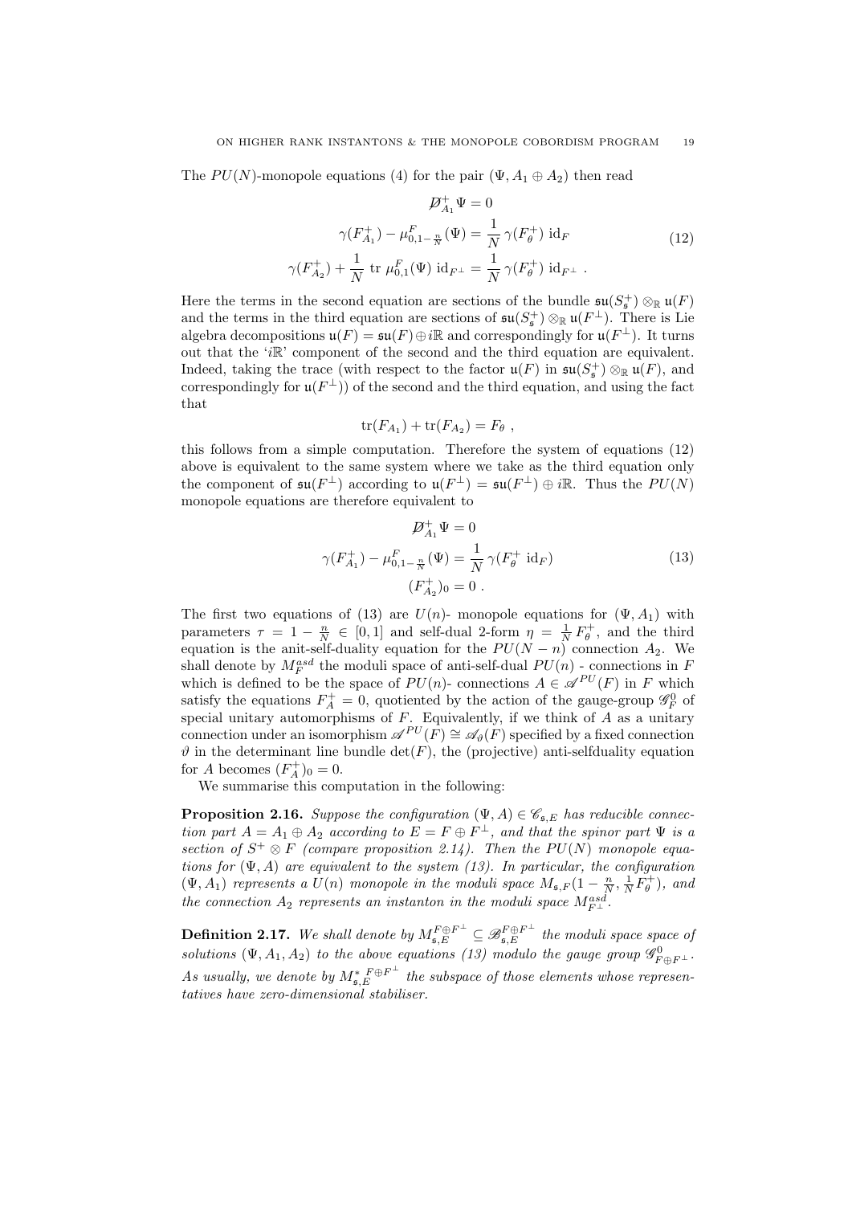The $PU(N)$-monopole equations (4) for the pair $(\Psi, A_1 \oplus A_2)$ then read

$$\begin{aligned} \not{D}^+_{A_1}\Psi &= 0 \\ \gamma(F^+_{A_1}) - \mu^F_{0,1-\frac{n}{N}}(\Psi) &= \frac{1}{N}\,\gamma(F^+_\theta)\ \mathrm{id}_F \\ \gamma(F^+_{A_2}) + \frac{1}{N}\ \mathrm{tr}\ \mu^F_{0,1}(\Psi)\ \mathrm{id}_{F^\perp} &= \frac{1}{N}\,\gamma(F^+_\theta)\ \mathrm{id}_{F^\perp}\ . \end{aligned} \tag{12}$$

Here the terms in the second equation are sections of the bundle $\mathfrak{su}(S^+_\mathfrak{s}) \otimes_\mathbb{R} \mathfrak{u}(F)$ and the terms in the third equation are sections of $\mathfrak{su}(S^+_\mathfrak{s}) \otimes_\mathbb{R} \mathfrak{u}(F^\perp)$. There is Lie algebra decompositions $\mathfrak{u}(F) = \mathfrak{su}(F) \oplus i\mathbb{R}$ and correspondingly for $\mathfrak{u}(F^\perp)$. It turns out that the '$i\mathbb{R}$' component of the second and the third equation are equivalent. Indeed, taking the trace (with respect to the factor $\mathfrak{u}(F)$ in $\mathfrak{su}(S^+_\mathfrak{s}) \otimes_\mathbb{R} \mathfrak{u}(F)$, and correspondingly for $\mathfrak{u}(F^\perp)$) of the second and the third equation, and using the fact that

$$\mathrm{tr}(F_{A_1}) + \mathrm{tr}(F_{A_2}) = F_\theta\ ,$$

this follows from a simple computation. Therefore the system of equations (12) above is equivalent to the same system where we take as the third equation only the component of $\mathfrak{su}(F^\perp)$ according to $\mathfrak{u}(F^\perp) = \mathfrak{su}(F^\perp) \oplus i\mathbb{R}$. Thus the $PU(N)$ monopole equations are therefore equivalent to

$$\begin{aligned} \not{D}^+_{A_1}\Psi &= 0 \\ \gamma(F^+_{A_1}) - \mu^F_{0,1-\frac{n}{N}}(\Psi) &= \frac{1}{N}\,\gamma(F^+_\theta\ \mathrm{id}_F) \\ (F^+_{A_2})_0 &= 0\ . \end{aligned} \tag{13}$$

The first two equations of (13) are $U(n)$- monopole equations for $(\Psi, A_1)$ with parameters $\tau = 1 - \frac{n}{N} \in [0,1]$ and self-dual 2-form $\eta = \frac{1}{N}F^+_\theta$, and the third equation is the anit-self-duality equation for the $PU(N-n)$ connection $A_2$. We shall denote by $M^{asd}_F$ the moduli space of anti-self-dual $PU(n)$ - connections in $F$ which is defined to be the space of $PU(n)$- connections $A \in \mathscr{A}^{PU}(F)$ in $F$ which satisfy the equations $F^+_A = 0$, quotiented by the action of the gauge-group $\mathscr{G}^0_F$ of special unitary automorphisms of $F$. Equivalently, if we think of $A$ as a unitary connection under an isomorphism $\mathscr{A}^{PU}(F) \cong \mathscr{A}_\vartheta(F)$ specified by a fixed connection $\vartheta$ in the determinant line bundle $\det(F)$, the (projective) anti-selfduality equation for $A$ becomes $(F^+_A)_0 = 0$.

We summarise this computation in the following:

**Proposition 2.16.** *Suppose the configuration $(\Psi, A) \in \mathscr{C}_{\mathfrak{s},E}$ has reducible connection part $A = A_1 \oplus A_2$ according to $E = F \oplus F^\perp$, and that the spinor part $\Psi$ is a section of $S^+ \otimes F$ (compare proposition 2.14). Then the $PU(N)$ monopole equations for $(\Psi, A)$ are equivalent to the system (13). In particular, the configuration $(\Psi, A_1)$ represents a $U(n)$ monopole in the moduli space $M_{\mathfrak{s},F}(1 - \frac{n}{N}, \frac{1}{N}F^+_\theta)$, and the connection $A_2$ represents an instanton in the moduli space $M^{asd}_{F^\perp}$.*

**Definition 2.17.** *We shall denote by $M^{F\oplus F^\perp}_{\mathfrak{s},E} \subseteq \mathscr{B}^{F\oplus F^\perp}_{\mathfrak{s},E}$ the moduli space space of solutions $(\Psi, A_1, A_2)$ to the above equations (13) modulo the gauge group $\mathscr{G}^0_{F\oplus F^\perp}$. As usually, we denote by $M^{*\,F\oplus F^\perp}_{\mathfrak{s},E}$ the subspace of those elements whose representatives have zero-dimensional stabiliser.*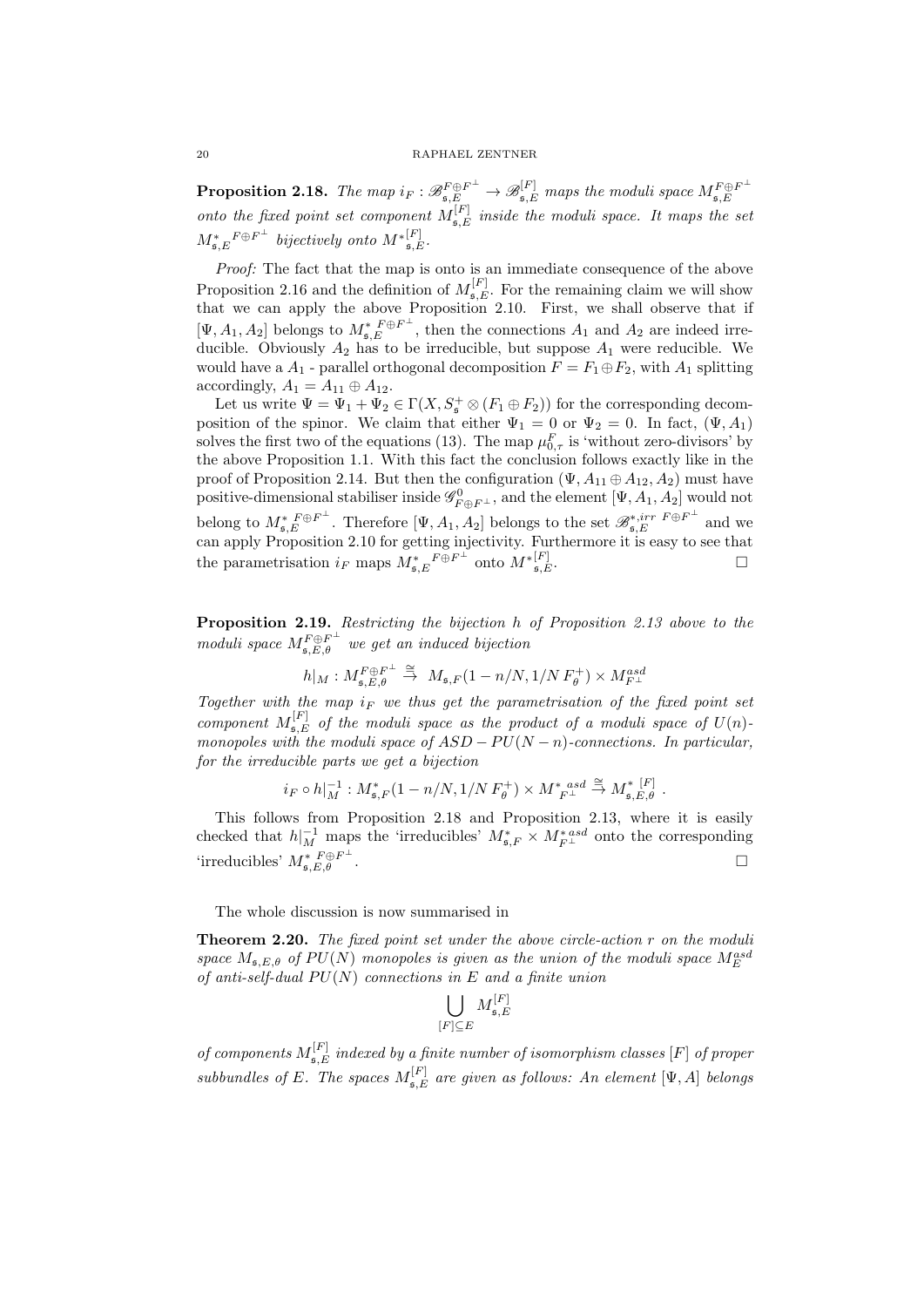**Proposition 2.18.** *The map $i_F : \mathscr{B}^{F\oplus F^\perp}_{\mathfrak{s},E} \to \mathscr{B}^{[F]}_{\mathfrak{s},E}$ maps the moduli space $M^{F\oplus F^\perp}_{\mathfrak{s},E}$ onto the fixed point set component $M^{[F]}_{\mathfrak{s},E}$ inside the moduli space. It maps the set ${M^*_{\mathfrak{s},E}}^{F\oplus F^\perp}$ bijectively onto ${M^*}^{[F]}_{\mathfrak{s},E}$.*

*Proof:* The fact that the map is onto is an immediate consequence of the above Proposition 2.16 and the definition of $M^{[F]}_{\mathfrak{s},E}$. For the remaining claim we will show that we can apply the above Proposition 2.10. First, we shall observe that if $[\Psi, A_1, A_2]$ belongs to ${M^*_{\mathfrak{s},E}}^{F\oplus F^\perp}$, then the connections $A_1$ and $A_2$ are indeed irreducible. Obviously $A_2$ has to be irreducible, but suppose $A_1$ were reducible. We would have a $A_1$ - parallel orthogonal decomposition $F = F_1 \oplus F_2$, with $A_1$ splitting accordingly, $A_1 = A_{11} \oplus A_{12}$.

Let us write $\Psi = \Psi_1 + \Psi_2 \in \Gamma(X, S^+_{\mathfrak{s}} \otimes (F_1 \oplus F_2))$ for the corresponding decomposition of the spinor. We claim that either $\Psi_1 = 0$ or $\Psi_2 = 0$. In fact, $(\Psi, A_1)$ solves the first two of the equations (13). The map $\mu^F_{0,\tau}$ is 'without zero-divisors' by the above Proposition 1.1. With this fact the conclusion follows exactly like in the proof of Proposition 2.14. But then the configuration $(\Psi, A_{11} \oplus A_{12}, A_2)$ must have positive-dimensional stabiliser inside $\mathscr{G}^0_{F\oplus F^\perp}$, and the element $[\Psi, A_1, A_2]$ would not belong to ${M^*_{\mathfrak{s},E}}^{F\oplus F^\perp}$. Therefore $[\Psi, A_1, A_2]$ belongs to the set ${\mathscr{B}^{*,irr}_{\mathfrak{s},E}}^{F\oplus F^\perp}$ and we can apply Proposition 2.10 for getting injectivity. Furthermore it is easy to see that the parametrisation $i_F$ maps ${M^*_{\mathfrak{s},E}}^{F\oplus F^\perp}$ onto ${M^*}^{[F]}_{\mathfrak{s},E}$. □

**Proposition 2.19.** *Restricting the bijection $h$ of Proposition 2.13 above to the moduli space $M^{F\oplus F^\perp}_{\mathfrak{s},E,\theta}$ we get an induced bijection*

$$h|_M : M^{F\oplus F^\perp}_{\mathfrak{s},E,\theta} \overset{\cong}{\to} M_{\mathfrak{s},F}(1 - n/N, 1/N\, F^+_\theta) \times M^{asd}_{F^\perp}$$

*Together with the map $i_F$ we thus get the parametrisation of the fixed point set component $M^{[F]}_{\mathfrak{s},E}$ of the moduli space as the product of a moduli space of $U(n)$-monopoles with the moduli space of $ASD - PU(N-n)$-connections. In particular, for the irreducible parts we get a bijection*

$$i_F \circ h|_M^{-1} : M^*_{\mathfrak{s},F}(1 - n/N, 1/N\, F^+_\theta) \times {M^*}^{asd}_{F^\perp} \overset{\cong}{\to} {M^*}^{[F]}_{\mathfrak{s},E,\theta}\ .$$

This follows from Proposition 2.18 and Proposition 2.13, where it is easily checked that $h|_M^{-1}$ maps the 'irreducibles' $M^*_{\mathfrak{s},F} \times {M^*}^{asd}_{F^\perp}$ onto the corresponding 'irreducibles' ${M^*_{\mathfrak{s},E,\theta}}^{F\oplus F^\perp}$. □

The whole discussion is now summarised in

**Theorem 2.20.** *The fixed point set under the above circle-action $r$ on the moduli space $M_{\mathfrak{s},E,\theta}$ of $PU(N)$ monopoles is given as the union of the moduli space $M^{asd}_E$ of anti-self-dual $PU(N)$ connections in $E$ and a finite union*

$$\bigcup_{[F]\subseteq E} M^{[F]}_{\mathfrak{s},E}$$

*of components $M^{[F]}_{\mathfrak{s},E}$ indexed by a finite number of isomorphism classes $[F]$ of proper subbundles of $E$. The spaces $M^{[F]}_{\mathfrak{s},E}$ are given as follows: An element $[\Psi, A]$ belongs*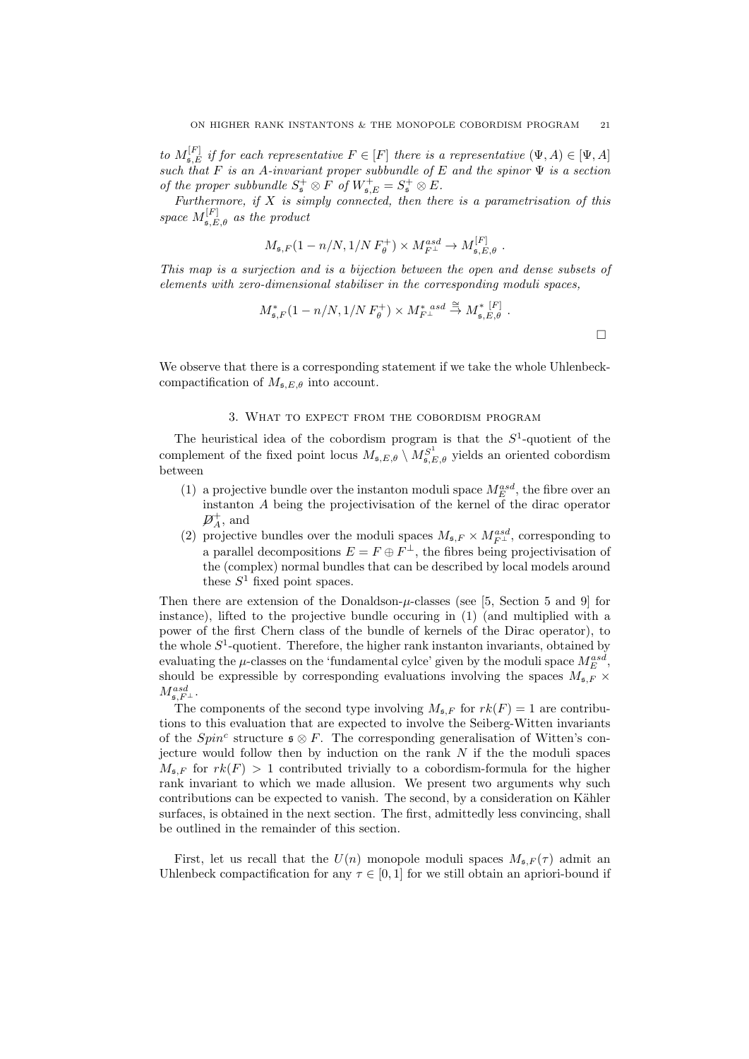*to $M_{\mathfrak{s},E}^{[F]}$ if for each representative $F \in [F]$ there is a representative $(\Psi, A) \in [\Psi, A]$ such that $F$ is an $A$-invariant proper subbundle of $E$ and the spinor $\Psi$ is a section of the proper subbundle $S_{\mathfrak{s}}^+ \otimes F$ of $W_{\mathfrak{s},E}^+ = S_{\mathfrak{s}}^+ \otimes E$.*

*Furthermore, if $X$ is simply connected, then there is a parametrisation of this space $M_{\mathfrak{s},E,\theta}^{[F]}$ as the product*

$$M_{\mathfrak{s},F}(1 - n/N, 1/N\, F_\theta^+) \times M_{F^\perp}^{asd} \to M_{\mathfrak{s},E,\theta}^{[F]} \ .$$

*This map is a surjection and is a bijection between the open and dense subsets of elements with zero-dimensional stabiliser in the corresponding moduli spaces,*

$$M_{\mathfrak{s},F}^*(1 - n/N, 1/N\, F_\theta^+) \times M_{F^\perp}^{*\ asd} \overset{\cong}{\to} M_{\mathfrak{s},E,\theta}^{*\ [F]} \ .$$

□

We observe that there is a corresponding statement if we take the whole Uhlenbeck-compactification of $M_{\mathfrak{s},E,\theta}$ into account.

## 3. What to expect from the cobordism program

The heuristical idea of the cobordism program is that the $S^1$-quotient of the complement of the fixed point locus $M_{\mathfrak{s},E,\theta} \setminus M_{\mathfrak{s},E,\theta}^{S^1}$ yields an oriented cobordism between

1. a projective bundle over the instanton moduli space $M_E^{asd}$, the fibre over an instanton $A$ being the projectivisation of the kernel of the dirac operator $\not{D}_A^+$, and
2. projective bundles over the moduli spaces $M_{\mathfrak{s},F} \times M_{F^\perp}^{asd}$, corresponding to a parallel decompositions $E = F \oplus F^\perp$, the fibres being projectivisation of the (complex) normal bundles that can be described by local models around these $S^1$ fixed point spaces.

Then there are extension of the Donaldson-$\mu$-classes (see [5, Section 5 and 9] for instance), lifted to the projective bundle occuring in (1) (and multiplied with a power of the first Chern class of the bundle of kernels of the Dirac operator), to the whole $S^1$-quotient. Therefore, the higher rank instanton invariants, obtained by evaluating the $\mu$-classes on the 'fundamental cylce' given by the moduli space $M_E^{asd}$, should be expressible by corresponding evaluations involving the spaces $M_{\mathfrak{s},F} \times M_{\mathfrak{s},F^\perp}^{asd}$.

The components of the second type involving $M_{\mathfrak{s},F}$ for $rk(F) = 1$ are contributions to this evaluation that are expected to involve the Seiberg-Witten invariants of the $Spin^c$ structure $\mathfrak{s} \otimes F$. The corresponding generalisation of Witten's conjecture would follow then by induction on the rank $N$ if the the moduli spaces $M_{\mathfrak{s},F}$ for $rk(F) > 1$ contributed trivially to a cobordism-formula for the higher rank invariant to which we made allusion. We present two arguments why such contributions can be expected to vanish. The second, by a consideration on Kähler surfaces, is obtained in the next section. The first, admittedly less convincing, shall be outlined in the remainder of this section.

First, let us recall that the $U(n)$ monopole moduli spaces $M_{\mathfrak{s},F}(\tau)$ admit an Uhlenbeck compactification for any $\tau \in [0, 1]$ for we still obtain an apriori-bound if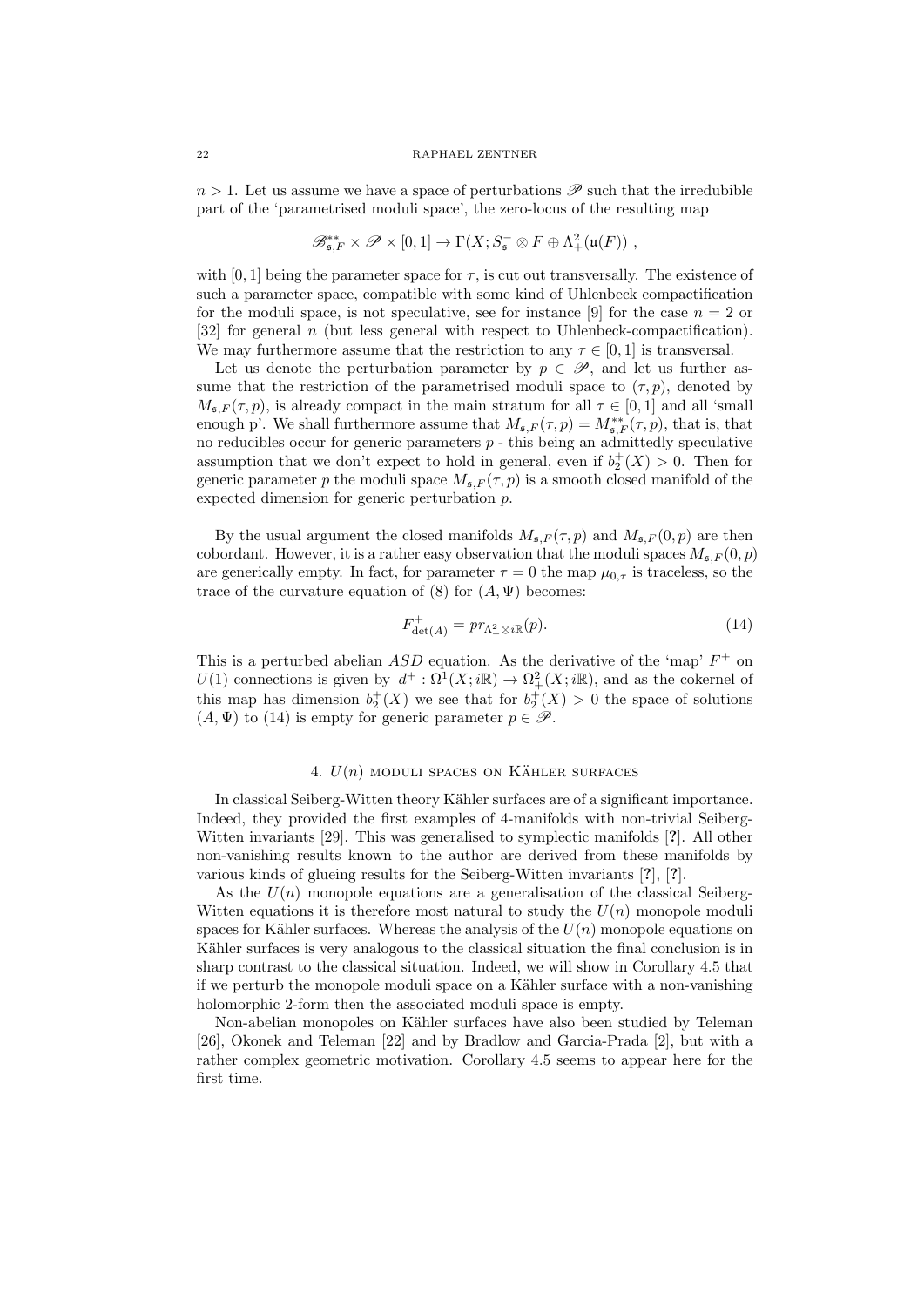$n > 1$. Let us assume we have a space of perturbations $\mathscr{P}$ such that the irredubible part of the 'parametrised moduli space', the zero-locus of the resulting map

$$\mathscr{B}^{**}_{\mathfrak{s},F} \times \mathscr{P} \times [0,1] \to \Gamma(X; S^-_{\mathfrak{s}} \otimes F \oplus \Lambda^2_+(\mathfrak{u}(F)) \ ,$$

with $[0,1]$ being the parameter space for $\tau$, is cut out transversally. The existence of such a parameter space, compatible with some kind of Uhlenbeck compactification for the moduli space, is not speculative, see for instance [9] for the case $n = 2$ or [32] for general $n$ (but less general with respect to Uhlenbeck-compactification). We may furthermore assume that the restriction to any $\tau \in [0,1]$ is transversal.

Let us denote the perturbation parameter by $p \in \mathscr{P}$, and let us further assume that the restriction of the parametrised moduli space to $(\tau, p)$, denoted by $M_{\mathfrak{s},F}(\tau, p)$, is already compact in the main stratum for all $\tau \in [0,1]$ and all 'small enough p'. We shall furthermore assume that $M_{\mathfrak{s},F}(\tau, p) = M^{**}_{\mathfrak{s},F}(\tau, p)$, that is, that no reducibles occur for generic parameters $p$ - this being an admittedly speculative assumption that we don't expect to hold in general, even if $b_2^+(X) > 0$. Then for generic parameter $p$ the moduli space $M_{\mathfrak{s},F}(\tau, p)$ is a smooth closed manifold of the expected dimension for generic perturbation $p$.

By the usual argument the closed manifolds $M_{\mathfrak{s},F}(\tau, p)$ and $M_{\mathfrak{s},F}(0, p)$ are then cobordant. However, it is a rather easy observation that the moduli spaces $M_{\mathfrak{s},F}(0, p)$ are generically empty. In fact, for parameter $\tau = 0$ the map $\mu_{0,\tau}$ is traceless, so the trace of the curvature equation of (8) for $(A, \Psi)$ becomes:

$$F^+_{\det(A)} = pr_{\Lambda^2_+ \otimes i\mathbb{R}}(p). \tag{14}$$

This is a perturbed abelian $ASD$ equation. As the derivative of the 'map' $F^+$ on $U(1)$ connections is given by $d^+ : \Omega^1(X; i\mathbb{R}) \to \Omega^2_+(X; i\mathbb{R})$, and as the cokernel of this map has dimension $b_2^+(X)$ we see that for $b_2^+(X) > 0$ the space of solutions $(A, \Psi)$ to (14) is empty for generic parameter $p \in \mathscr{P}$.

## 4. $U(n)$ moduli spaces on Kähler surfaces

In classical Seiberg-Witten theory Kähler surfaces are of a significant importance. Indeed, they provided the first examples of 4-manifolds with non-trivial Seiberg-Witten invariants [29]. This was generalised to symplectic manifolds [?]. All other non-vanishing results known to the author are derived from these manifolds by various kinds of glueing results for the Seiberg-Witten invariants [?], [?].

As the $U(n)$ monopole equations are a generalisation of the classical Seiberg-Witten equations it is therefore most natural to study the $U(n)$ monopole moduli spaces for Kähler surfaces. Whereas the analysis of the $U(n)$ monopole equations on Kähler surfaces is very analogous to the classical situation the final conclusion is in sharp contrast to the classical situation. Indeed, we will show in Corollary 4.5 that if we perturb the monopole moduli space on a Kähler surface with a non-vanishing holomorphic 2-form then the associated moduli space is empty.

Non-abelian monopoles on Kähler surfaces have also been studied by Teleman [26], Okonek and Teleman [22] and by Bradlow and Garcia-Prada [2], but with a rather complex geometric motivation. Corollary 4.5 seems to appear here for the first time.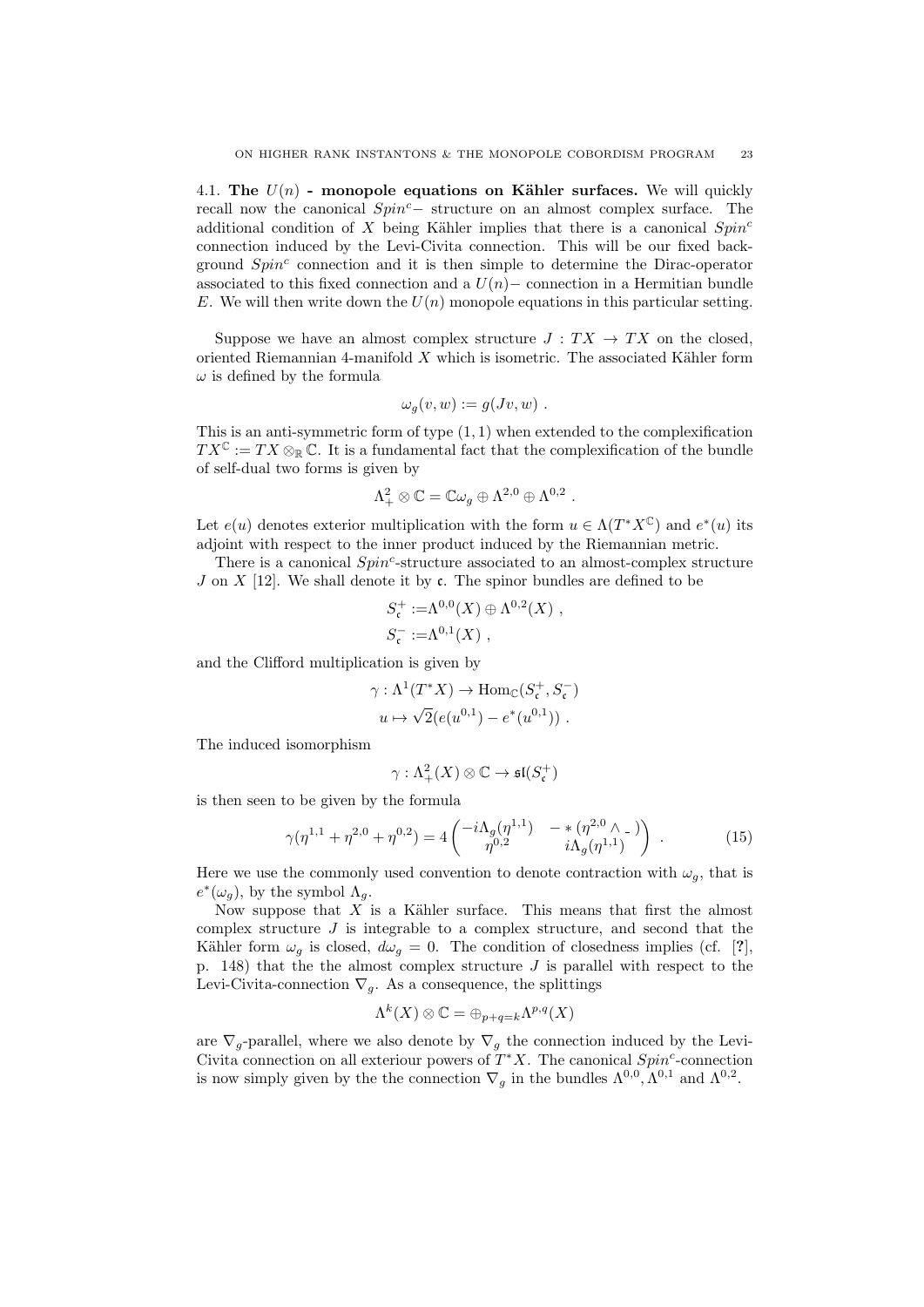4.1. **The $U(n)$ - monopole equations on Kähler surfaces.** We will quickly recall now the canonical $Spin^c-$ structure on an almost complex surface. The additional condition of $X$ being Kähler implies that there is a canonical $Spin^c$ connection induced by the Levi-Civita connection. This will be our fixed background $Spin^c$ connection and it is then simple to determine the Dirac-operator associated to this fixed connection and a $U(n)-$ connection in a Hermitian bundle $E$. We will then write down the $U(n)$ monopole equations in this particular setting.

Suppose we have an almost complex structure $J : TX \to TX$ on the closed, oriented Riemannian 4-manifold $X$ which is isometric. The associated Kähler form $\omega$ is defined by the formula

$$\omega_g(v, w) := g(Jv, w) .$$

This is an anti-symmetric form of type $(1, 1)$ when extended to the complexification $TX^{\mathbb{C}} := TX \otimes_{\mathbb{R}} \mathbb{C}$. It is a fundamental fact that the complexification of the bundle of self-dual two forms is given by

$$\Lambda^2_+ \otimes \mathbb{C} = \mathbb{C}\omega_g \oplus \Lambda^{2,0} \oplus \Lambda^{0,2} .$$

Let $e(u)$ denotes exterior multiplication with the form $u \in \Lambda(T^*X^{\mathbb{C}})$ and $e^*(u)$ its adjoint with respect to the inner product induced by the Riemannian metric.

There is a canonical $Spin^c$-structure associated to an almost-complex structure $J$ on $X$ [12]. We shall denote it by $\mathfrak{c}$. The spinor bundles are defined to be

$$S^+_{\mathfrak{c}} := \Lambda^{0,0}(X) \oplus \Lambda^{0,2}(X) ,$$
$$S^-_{\mathfrak{c}} := \Lambda^{0,1}(X) ,$$

and the Clifford multiplication is given by

$$\gamma : \Lambda^1(T^*X) \to \mathrm{Hom}_{\mathbb{C}}(S^+_{\mathfrak{c}}, S^-_{\mathfrak{c}})$$
$$u \mapsto \sqrt{2}(e(u^{0,1}) - e^*(u^{0,1})) .$$

The induced isomorphism

$$\gamma : \Lambda^2_+(X) \otimes \mathbb{C} \to \mathfrak{sl}(S^+_{\mathfrak{c}})$$

is then seen to be given by the formula

$$\gamma(\eta^{1,1} + \eta^{2,0} + \eta^{0,2}) = 4 \begin{pmatrix} -i\Lambda_g(\eta^{1,1}) & -*(\eta^{2,0} \wedge \_ ) \\ \eta^{0,2} & i\Lambda_g(\eta^{1,1}) \end{pmatrix} . \qquad (15)$$

Here we use the commonly used convention to denote contraction with $\omega_g$, that is $e^*(\omega_g)$, by the symbol $\Lambda_g$.

Now suppose that $X$ is a Kähler surface. This means that first the almost complex structure $J$ is integrable to a complex structure, and second that the Kähler form $\omega_g$ is closed, $d\omega_g = 0$. The condition of closedness implies (cf. [?], p. 148) that the the almost complex structure $J$ is parallel with respect to the Levi-Civita-connection $\nabla_g$. As a consequence, the splittings

$$\Lambda^k(X) \otimes \mathbb{C} = \oplus_{p+q=k} \Lambda^{p,q}(X)$$

are $\nabla_g$-parallel, where we also denote by $\nabla_g$ the connection induced by the Levi-Civita connection on all exteriour powers of $T^*X$. The canonical $Spin^c$-connection is now simply given by the the connection $\nabla_g$ in the bundles $\Lambda^{0,0}, \Lambda^{0,1}$ and $\Lambda^{0,2}$.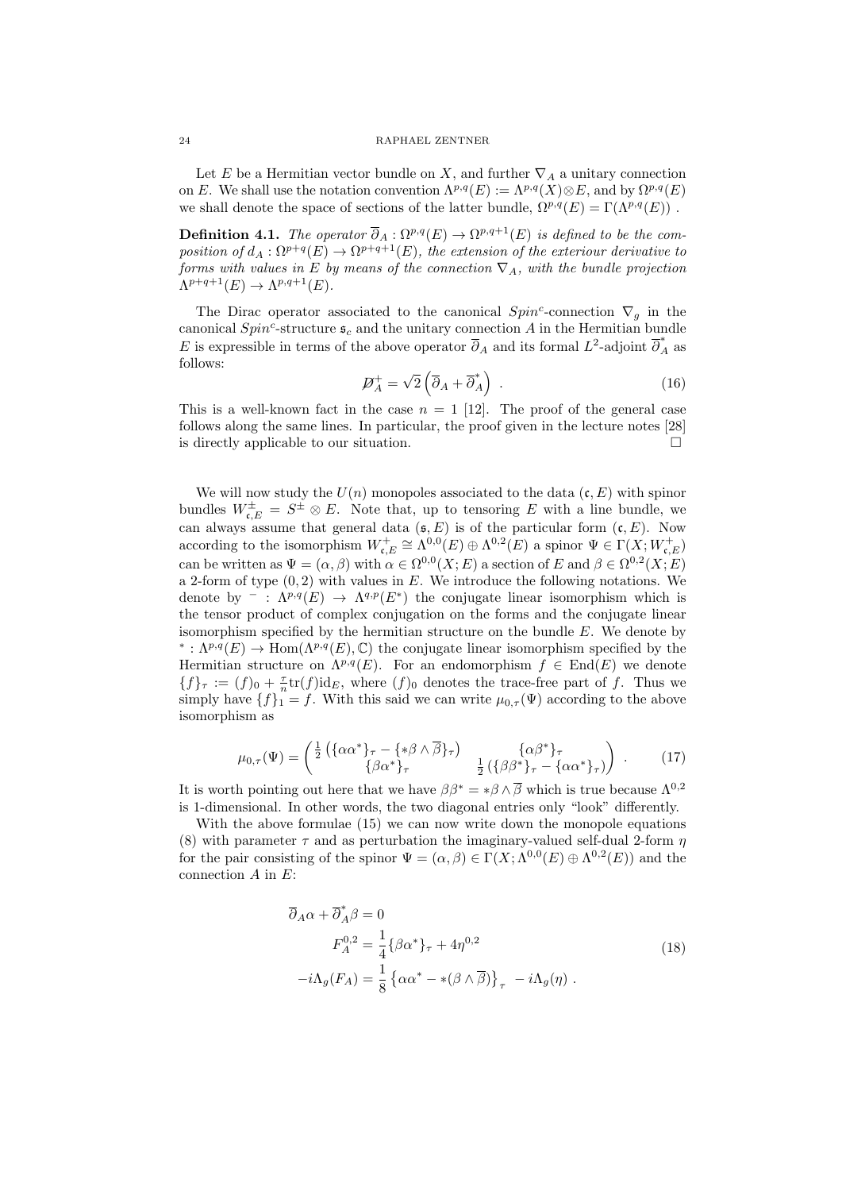Let $E$ be a Hermitian vector bundle on $X$, and further $\nabla_A$ a unitary connection on $E$. We shall use the notation convention $\Lambda^{p,q}(E) := \Lambda^{p,q}(X) \otimes E$, and by $\Omega^{p,q}(E)$ we shall denote the space of sections of the latter bundle, $\Omega^{p,q}(E) = \Gamma(\Lambda^{p,q}(E))$ .

**Definition 4.1.** *The operator $\overline{\partial}_A : \Omega^{p,q}(E) \to \Omega^{p,q+1}(E)$ is defined to be the composition of $d_A : \Omega^{p+q}(E) \to \Omega^{p+q+1}(E)$, the extension of the exteriour derivative to forms with values in $E$ by means of the connection $\nabla_A$, with the bundle projection $\Lambda^{p+q+1}(E) \to \Lambda^{p,q+1}(E)$.*

The Dirac operator associated to the canonical $Spin^c$-connection $\nabla_g$ in the canonical $Spin^c$-structure $\mathfrak{s}_c$ and the unitary connection $A$ in the Hermitian bundle $E$ is expressible in terms of the above operator $\overline{\partial}_A$ and its formal $L^2$-adjoint $\overline{\partial}_A^*$ as follows:

$$\not{D}_A^+ = \sqrt{2}\left(\overline{\partial}_A + \overline{\partial}_A^*\right) \ . \tag{16}$$

This is a well-known fact in the case $n = 1$ [12]. The proof of the general case follows along the same lines. In particular, the proof given in the lecture notes [28] is directly applicable to our situation. □

We will now study the $U(n)$ monopoles associated to the data $(\mathfrak{c}, E)$ with spinor bundles $W^{\pm}_{\mathfrak{c},E} = S^{\pm} \otimes E$. Note that, up to tensoring $E$ with a line bundle, we can always assume that general data $(\mathfrak{s}, E)$ is of the particular form $(\mathfrak{c}, E)$. Now according to the isomorphism $W^+_{\mathfrak{c},E} \cong \Lambda^{0,0}(E) \oplus \Lambda^{0,2}(E)$ a spinor $\Psi \in \Gamma(X; W^+_{\mathfrak{c},E})$ can be written as $\Psi = (\alpha, \beta)$ with $\alpha \in \Omega^{0,0}(X; E)$ a section of $E$ and $\beta \in \Omega^{0,2}(X; E)$ a 2-form of type $(0, 2)$ with values in $E$. We introduce the following notations. We denote by $^- : \Lambda^{p,q}(E) \to \Lambda^{q,p}(E^*)$ the conjugate linear isomorphism which is the tensor product of complex conjugation on the forms and the conjugate linear isomorphism specified by the hermitian structure on the bundle $E$. We denote by $^* : \Lambda^{p,q}(E) \to \mathrm{Hom}(\Lambda^{p,q}(E), \mathbb{C})$ the conjugate linear isomorphism specified by the Hermitian structure on $\Lambda^{p,q}(E)$. For an endomorphism $f \in \mathrm{End}(E)$ we denote $\{f\}_\tau := (f)_0 + \frac{\tau}{n}\mathrm{tr}(f)\mathrm{id}_E$, where $(f)_0$ denotes the trace-free part of $f$. Thus we simply have $\{f\}_1 = f$. With this said we can write $\mu_{0,\tau}(\Psi)$ according to the above isomorphism as

$$\mu_{0,\tau}(\Psi) = \begin{pmatrix} \frac{1}{2}\left(\{\alpha\alpha^*\}_\tau - \{*\beta \wedge \overline{\beta}\}_\tau\right) & \{\alpha\beta^*\}_\tau \\ \{\beta\alpha^*\}_\tau & \frac{1}{2}\left(\{\beta\beta^*\}_\tau - \{\alpha\alpha^*\}_\tau\right) \end{pmatrix} \ . \tag{17}$$

It is worth pointing out here that we have $\beta\beta^* = *\beta \wedge \overline{\beta}$ which is true because $\Lambda^{0,2}$ is 1-dimensional. In other words, the two diagonal entries only "look" differently.

With the above formulae (15) we can now write down the monopole equations (8) with parameter $\tau$ and as perturbation the imaginary-valued self-dual 2-form $\eta$ for the pair consisting of the spinor $\Psi = (\alpha, \beta) \in \Gamma(X; \Lambda^{0,0}(E) \oplus \Lambda^{0,2}(E))$ and the connection $A$ in $E$:

$$\begin{aligned} \overline{\partial}_A\alpha + \overline{\partial}_A^*\beta &= 0 \\ F_A^{0,2} &= \frac{1}{4}\{\beta\alpha^*\}_\tau + 4\eta^{0,2} \\ -i\Lambda_g(F_A) &= \frac{1}{8}\left\{\alpha\alpha^* - *(\beta \wedge \overline{\beta})\right\}_\tau - i\Lambda_g(\eta) \ . \end{aligned} \tag{18}$$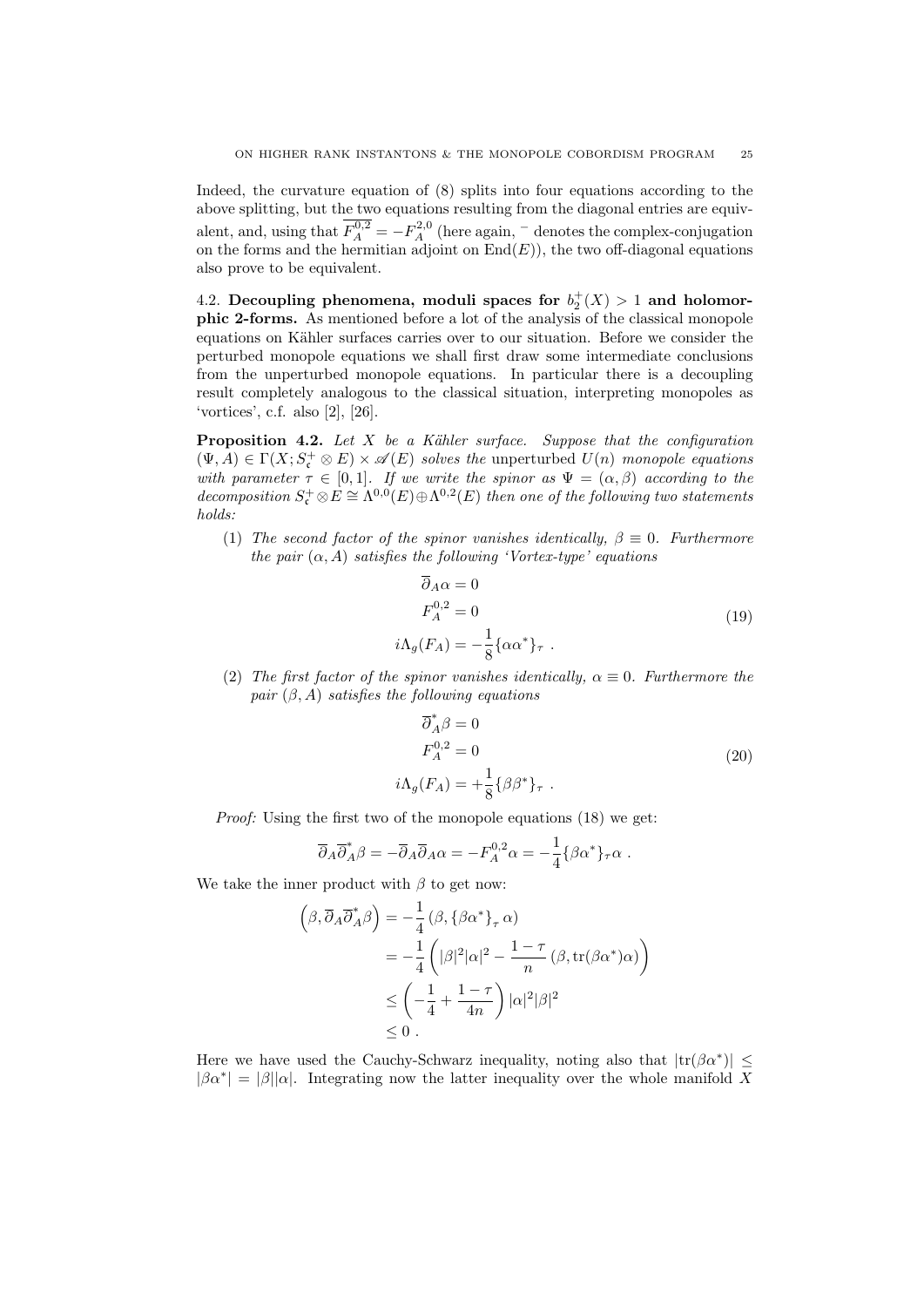Indeed, the curvature equation of (8) splits into four equations according to the above splitting, but the two equations resulting from the diagonal entries are equivalent, and, using that $\overline{F_A^{0,2}} = -F_A^{2,0}$ (here again, $^-$ denotes the complex-conjugation on the forms and the hermitian adjoint on $\mathrm{End}(E)$), the two off-diagonal equations also prove to be equivalent.

## 4.2. Decoupling phenomena, moduli spaces for $b_2^+(X) > 1$ and holomorphic 2-forms.

As mentioned before a lot of the analysis of the classical monopole equations on Kähler surfaces carries over to our situation. Before we consider the perturbed monopole equations we shall first draw some intermediate conclusions from the unperturbed monopole equations. In particular there is a decoupling result completely analogous to the classical situation, interpreting monopoles as 'vortices', c.f. also [2], [26].

**Proposition 4.2.** *Let $X$ be a Kähler surface. Suppose that the configuration $(\Psi, A) \in \Gamma(X; S^+_{\mathfrak{c}} \otimes E) \times \mathscr{A}(E)$ solves the* unperturbed *$U(n)$ monopole equations with parameter $\tau \in [0,1]$. If we write the spinor as $\Psi = (\alpha, \beta)$ according to the decomposition $S^+_{\mathfrak{c}} \otimes E \cong \Lambda^{0,0}(E) \oplus \Lambda^{0,2}(E)$ then one of the following two statements holds:*

1. *The second factor of the spinor vanishes identically, $\beta \equiv 0$. Furthermore the pair $(\alpha, A)$ satisfies the following 'Vortex-type' equations*

$$
\begin{aligned}
\overline{\partial}_A \alpha &= 0 \\
F_A^{0,2} &= 0 \\
i\Lambda_g(F_A) &= -\frac{1}{8}\{\alpha\alpha^*\}_\tau \ .
\end{aligned} \tag{19}
$$

2. *The first factor of the spinor vanishes identically, $\alpha \equiv 0$. Furthermore the pair $(\beta, A)$ satisfies the following equations*

$$
\begin{aligned}
\overline{\partial}_A^* \beta &= 0 \\
F_A^{0,2} &= 0 \\
i\Lambda_g(F_A) &= +\frac{1}{8}\{\beta\beta^*\}_\tau \ .
\end{aligned} \tag{20}
$$

*Proof:* Using the first two of the monopole equations (18) we get:

$$
\overline{\partial}_A \overline{\partial}_A^* \beta = -\overline{\partial}_A \overline{\partial}_A \alpha = -F_A^{0,2}\alpha = -\frac{1}{4}\{\beta\alpha^*\}_\tau \alpha \ .
$$

We take the inner product with $\beta$ to get now:

$$
\begin{aligned}
\left(\beta, \overline{\partial}_A \overline{\partial}_A^* \beta\right) &= -\frac{1}{4}\left(\beta, \{\beta\alpha^*\}_\tau\, \alpha\right) \\
&= -\frac{1}{4}\left(|\beta|^2|\alpha|^2 - \frac{1-\tau}{n}\left(\beta, \mathrm{tr}(\beta\alpha^*)\alpha\right)\right) \\
&\le \left(-\frac{1}{4} + \frac{1-\tau}{4n}\right)|\alpha|^2|\beta|^2 \\
&\le 0 \ .
\end{aligned}
$$

Here we have used the Cauchy-Schwarz inequality, noting also that $|\mathrm{tr}(\beta\alpha^*)| \le |\beta\alpha^*| = |\beta||\alpha|$. Integrating now the latter inequality over the whole manifold $X$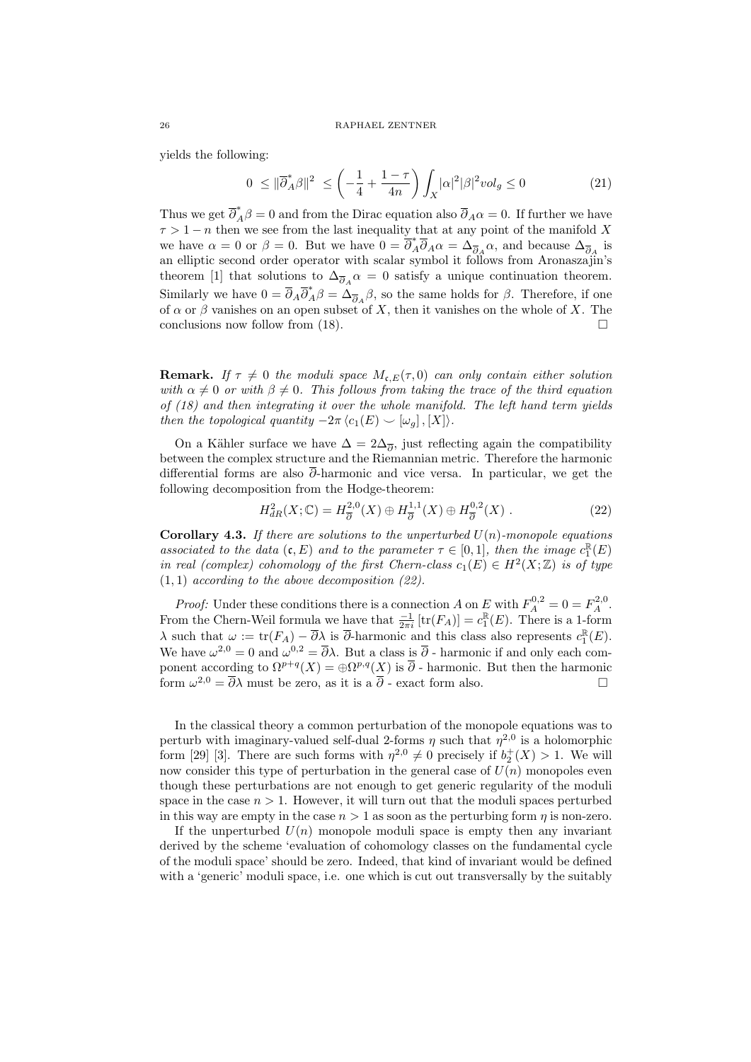yields the following:

$$0 \le \|\overline{\partial}_A^* \beta\|^2 \le \left(-\frac{1}{4} + \frac{1-\tau}{4n}\right) \int_X |\alpha|^2 |\beta|^2 vol_g \le 0 \tag{21}$$

Thus we get $\overline{\partial}_A^* \beta = 0$ and from the Dirac equation also $\overline{\partial}_A \alpha = 0$. If further we have $\tau > 1 - n$ then we see from the last inequality that at any point of the manifold $X$ we have $\alpha = 0$ or $\beta = 0$. But we have $0 = \overline{\partial}_A^* \overline{\partial}_A \alpha = \Delta_{\overline{\partial}_A} \alpha$, and because $\Delta_{\overline{\partial}_A}$ is an elliptic second order operator with scalar symbol it follows from Aronaszajin's theorem [1] that solutions to $\Delta_{\overline{\partial}_A} \alpha = 0$ satisfy a unique continuation theorem. Similarly we have $0 = \overline{\partial}_A \overline{\partial}_A^* \beta = \Delta_{\overline{\partial}_A} \beta$, so the same holds for $\beta$. Therefore, if one of $\alpha$ or $\beta$ vanishes on an open subset of $X$, then it vanishes on the whole of $X$. The conclusions now follow from (18). $\square$

**Remark.** *If $\tau \neq 0$ the moduli space $M_{\mathfrak{c},E}(\tau, 0)$ can only contain either solution with $\alpha \neq 0$ or with $\beta \neq 0$. This follows from taking the trace of the third equation of (18) and then integrating it over the whole manifold. The left hand term yields then the topological quantity $-2\pi \langle c_1(E) \smile [\omega_g], [X] \rangle$.*

On a Kähler surface we have $\Delta = 2\Delta_{\overline{\partial}}$, just reflecting again the compatibility between the complex structure and the Riemannian metric. Therefore the harmonic differential forms are also $\overline{\partial}$-harmonic and vice versa. In particular, we get the following decomposition from the Hodge-theorem:

$$H^2_{dR}(X;\mathbb{C}) = H^{2,0}_{\overline{\partial}}(X) \oplus H^{1,1}_{\overline{\partial}}(X) \oplus H^{0,2}_{\overline{\partial}}(X) \ . \tag{22}$$

**Corollary 4.3.** *If there are solutions to the unperturbed $U(n)$-monopole equations associated to the data $(\mathfrak{c}, E)$ and to the parameter $\tau \in [0,1]$, then the image $c_1^{\mathbb{R}}(E)$ in real (complex) cohomology of the first Chern-class $c_1(E) \in H^2(X;\mathbb{Z})$ is of type $(1,1)$ according to the above decomposition (22).*

*Proof:* Under these conditions there is a connection $A$ on $E$ with $F_A^{0,2} = 0 = F_A^{2,0}$. From the Chern-Weil formula we have that $\frac{-1}{2\pi i}[\mathrm{tr}(F_A)] = c_1^{\mathbb{R}}(E)$. There is a 1-form $\lambda$ such that $\omega := \mathrm{tr}(F_A) - \overline{\partial}\lambda$ is $\overline{\partial}$-harmonic and this class also represents $c_1^{\mathbb{R}}(E)$. We have $\omega^{2,0} = 0$ and $\omega^{0,2} = \overline{\partial}\lambda$. But a class is $\overline{\partial}$ - harmonic if and only each component according to $\Omega^{p+q}(X) = \oplus \Omega^{p,q}(X)$ is $\overline{\partial}$ - harmonic. But then the harmonic form $\omega^{2,0} = \overline{\partial}\lambda$ must be zero, as it is a $\overline{\partial}$ - exact form also. $\square$

In the classical theory a common perturbation of the monopole equations was to perturb with imaginary-valued self-dual 2-forms $\eta$ such that $\eta^{2,0}$ is a holomorphic form [29] [3]. There are such forms with $\eta^{2,0} \neq 0$ precisely if $b_2^+(X) > 1$. We will now consider this type of perturbation in the general case of $U(n)$ monopoles even though these perturbations are not enough to get generic regularity of the moduli space in the case $n > 1$. However, it will turn out that the moduli spaces perturbed in this way are empty in the case $n > 1$ as soon as the perturbing form $\eta$ is non-zero.

If the unperturbed $U(n)$ monopole moduli space is empty then any invariant derived by the scheme 'evaluation of cohomology classes on the fundamental cycle of the moduli space' should be zero. Indeed, that kind of invariant would be defined with a 'generic' moduli space, i.e. one which is cut out transversally by the suitably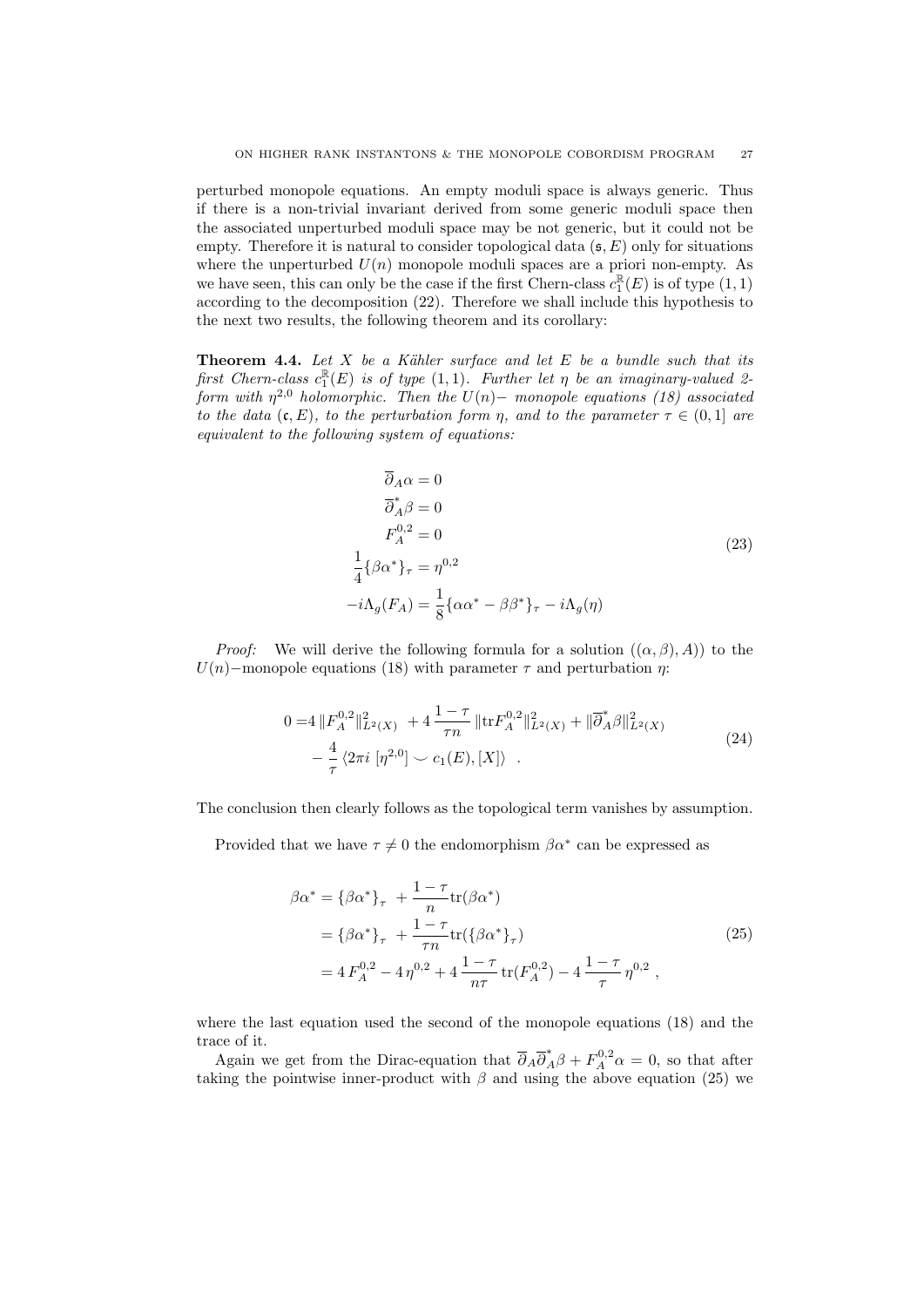perturbed monopole equations. An empty moduli space is always generic. Thus if there is a non-trivial invariant derived from some generic moduli space then the associated unperturbed moduli space may be not generic, but it could not be empty. Therefore it is natural to consider topological data $(\mathfrak{s}, E)$ only for situations where the unperturbed $U(n)$ monopole moduli spaces are a priori non-empty. As we have seen, this can only be the case if the first Chern-class $c_1^{\mathbb{R}}(E)$ is of type $(1,1)$ according to the decomposition (22). Therefore we shall include this hypothesis to the next two results, the following theorem and its corollary:

**Theorem 4.4.** *Let $X$ be a Kähler surface and let $E$ be a bundle such that its first Chern-class $c_1^{\mathbb{R}}(E)$ is of type $(1,1)$. Further let $\eta$ be an imaginary-valued 2-form with $\eta^{2,0}$ holomorphic. Then the $U(n)-$ monopole equations (18) associated to the data $(\mathfrak{c}, E)$, to the perturbation form $\eta$, and to the parameter $\tau \in (0,1]$ are equivalent to the following system of equations:*

$$
\begin{aligned}
\overline{\partial}_A \alpha &= 0 \\
\overline{\partial}_A^* \beta &= 0 \\
F_A^{0,2} &= 0 \\
\frac{1}{4}\{\beta\alpha^*\}_\tau &= \eta^{0,2} \\
-i\Lambda_g(F_A) &= \frac{1}{8}\{\alpha\alpha^* - \beta\beta^*\}_\tau - i\Lambda_g(\eta)
\end{aligned}
\tag{23}
$$

*Proof:* We will derive the following formula for a solution $((\alpha,\beta),A))$ to the $U(n)-$monopole equations (18) with parameter $\tau$ and perturbation $\eta$:

$$
\begin{aligned}
0 =& 4\,\|F_A^{0,2}\|^2_{L^2(X)} \; + 4\,\frac{1-\tau}{\tau n}\,\|\mathrm{tr} F_A^{0,2}\|^2_{L^2(X)} + \|\overline{\partial}_A^*\beta\|^2_{L^2(X)} \\
&- \frac{4}{\tau}\,\langle 2\pi i\; [\eta^{2,0}] \smile c_1(E), [X]\rangle \quad .
\end{aligned}
\tag{24}
$$

The conclusion then clearly follows as the topological term vanishes by assumption.

Provided that we have $\tau \neq 0$ the endomorphism $\beta\alpha^*$ can be expressed as

$$
\begin{aligned}
\beta\alpha^* &= \{\beta\alpha^*\}_\tau \; + \frac{1-\tau}{n}\mathrm{tr}(\beta\alpha^*) \\
&= \{\beta\alpha^*\}_\tau \; + \frac{1-\tau}{\tau n}\mathrm{tr}(\{\beta\alpha^*\}_\tau) \\
&= 4\,F_A^{0,2} - 4\,\eta^{0,2} + 4\,\frac{1-\tau}{n\tau}\,\mathrm{tr}(F_A^{0,2}) - 4\,\frac{1-\tau}{\tau}\,\eta^{0,2} \; ,
\end{aligned}
\tag{25}
$$

where the last equation used the second of the monopole equations (18) and the trace of it.

Again we get from the Dirac-equation that $\overline{\partial}_A\overline{\partial}_A^*\beta + F_A^{0,2}\alpha = 0$, so that after taking the pointwise inner-product with $\beta$ and using the above equation (25) we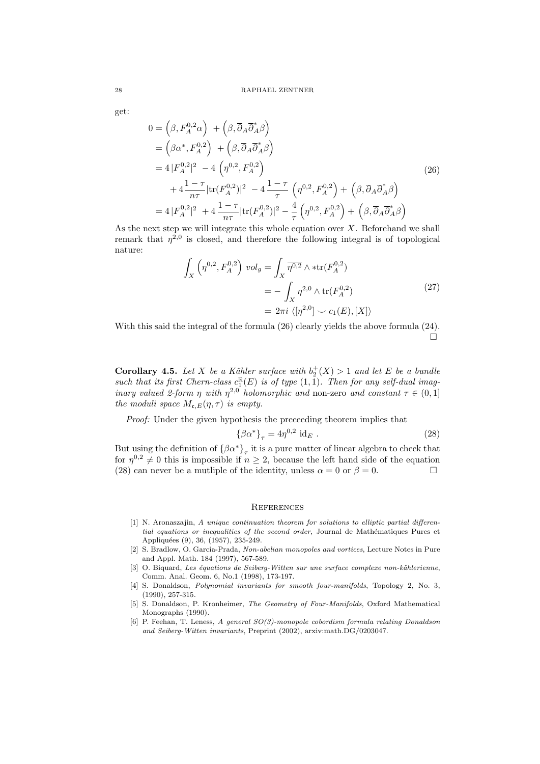get:

$$
\begin{aligned}
0 &= \left(\beta, F_A^{0,2}\alpha\right) \; + \left(\beta, \overline{\partial}_A \overline{\partial}_A^* \beta\right) \\
&= \left(\beta\alpha^*, F_A^{0,2}\right) \; + \left(\beta, \overline{\partial}_A \overline{\partial}_A^* \beta\right) \\
&= 4\,|F_A^{0,2}|^2 \; - 4\,\left(\eta^{0,2}, F_A^{0,2}\right) \\
&\quad + 4\frac{1-\tau}{n\tau}|\mathrm{tr}(F_A^{0,2})|^2 \; - 4\,\frac{1-\tau}{\tau}\,\left(\eta^{0,2}, F_A^{0,2}\right) + \left(\beta, \overline{\partial}_A \overline{\partial}_A^* \beta\right) \\
&= 4\,|F_A^{0,2}|^2 \; + 4\,\frac{1-\tau}{n\tau}|\mathrm{tr}(F_A^{0,2})|^2 - \frac{4}{\tau}\left(\eta^{0,2}, F_A^{0,2}\right) + \left(\beta, \overline{\partial}_A \overline{\partial}_A^* \beta\right)
\end{aligned}
\tag{26}
$$

As the next step we will integrate this whole equation over $X$. Beforehand we shall remark that $\eta^{2,0}$ is closed, and therefore the following integral is of topological nature:

$$
\begin{aligned}
\int_X \left(\eta^{0,2}, F_A^{0,2}\right)\, vol_g &= \int_X \overline{\eta^{0,2}} \wedge *\mathrm{tr}(F_A^{0,2}) \\
&= -\int_X \eta^{2,0} \wedge \mathrm{tr}(F_A^{0,2}) \\
&= \, 2\pi i\, \langle [\eta^{2,0}] \smile c_1(E), [X] \rangle
\end{aligned}
\tag{27}
$$

With this said the integral of the formula (26) clearly yields the above formula (24). $\square$

**Corollary 4.5.** *Let $X$ be a Kähler surface with $b_2^+(X) > 1$ and let $E$ be a bundle such that its first Chern-class $c_1^{\mathbb{R}}(E)$ is of type $(1,1)$. Then for any self-dual imaginary valued 2-form $\eta$ with $\eta^{2,0}$ holomorphic and* non-zero *and constant $\tau \in (0,1]$ the moduli space $M_{\mathfrak{c},E}(\eta,\tau)$ is empty.*

*Proof:* Under the given hypothesis the preceeding theorem implies that

$$
\left\{\beta\alpha^*\right\}_\tau = 4\eta^{0,2}\ \mathrm{id}_E\ . \tag{28}
$$

But using the definition of $\left\{\beta\alpha^*\right\}_\tau$ it is a pure matter of linear algebra to check that for $\eta^{0,2} \neq 0$ this is impossible if $n \geq 2$, because the left hand side of the equation (28) can never be a mutliple of the identity, unless $\alpha = 0$ or $\beta = 0$. $\square$

## References

[1] N. Aronaszajin, *A unique continuation theorem for solutions to elliptic partial differential equations or inequalities of the second order*, Journal de Mathématiques Pures et Appliquées (9), 36, (1957), 235-249.

[2] S. Bradlow, O. Garcia-Prada, *Non-abelian monopoles and vortices*, Lecture Notes in Pure and Appl. Math. 184 (1997), 567-589.

[3] O. Biquard, *Les équations de Seiberg-Witten sur une surface complexe non-kählerienne*, Comm. Anal. Geom. 6, No.1 (1998), 173-197.

[4] S. Donaldson, *Polynomial invariants for smooth four-manifolds*, Topology 2, No. 3, (1990), 257-315.

[5] S. Donaldson, P. Kronheimer, *The Geometry of Four-Manifolds*, Oxford Mathematical Monographs (1990).

[6] P. Feehan, T. Leness, *A general SO(3)-monopole cobordism formula relating Donaldson and Seiberg-Witten invariants*, Preprint (2002), arxiv:math.DG/0203047.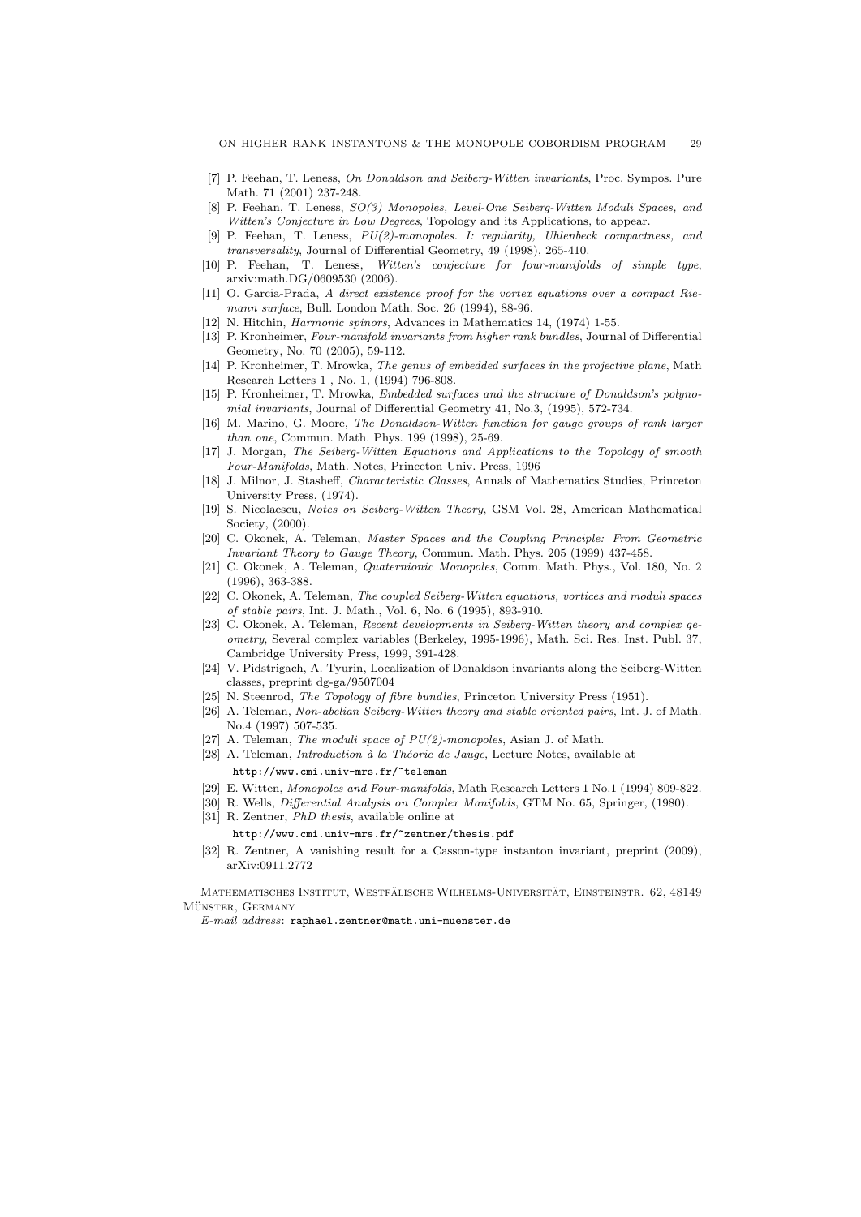[7] P. Feehan, T. Leness, *On Donaldson and Seiberg-Witten invariants*, Proc. Sympos. Pure Math. 71 (2001) 237-248.

[8] P. Feehan, T. Leness, *SO(3) Monopoles, Level-One Seiberg-Witten Moduli Spaces, and Witten's Conjecture in Low Degrees*, Topology and its Applications, to appear.

[9] P. Feehan, T. Leness, *PU(2)-monopoles. I: regularity, Uhlenbeck compactness, and transversality*, Journal of Differential Geometry, 49 (1998), 265-410.

[10] P. Feehan, T. Leness, *Witten's conjecture for four-manifolds of simple type*, arxiv:math.DG/0609530 (2006).

[11] O. Garcia-Prada, *A direct existence proof for the vortex equations over a compact Riemann surface*, Bull. London Math. Soc. 26 (1994), 88-96.

[12] N. Hitchin, *Harmonic spinors*, Advances in Mathematics 14, (1974) 1-55.

[13] P. Kronheimer, *Four-manifold invariants from higher rank bundles*, Journal of Differential Geometry, No. 70 (2005), 59-112.

[14] P. Kronheimer, T. Mrowka, *The genus of embedded surfaces in the projective plane*, Math Research Letters 1 , No. 1, (1994) 796-808.

[15] P. Kronheimer, T. Mrowka, *Embedded surfaces and the structure of Donaldson's polynomial invariants*, Journal of Differential Geometry 41, No.3, (1995), 572-734.

[16] M. Marino, G. Moore, *The Donaldson-Witten function for gauge groups of rank larger than one*, Commun. Math. Phys. 199 (1998), 25-69.

[17] J. Morgan, *The Seiberg-Witten Equations and Applications to the Topology of smooth Four-Manifolds*, Math. Notes, Princeton Univ. Press, 1996

[18] J. Milnor, J. Stasheff, *Characteristic Classes*, Annals of Mathematics Studies, Princeton University Press, (1974).

[19] S. Nicolaescu, *Notes on Seiberg-Witten Theory*, GSM Vol. 28, American Mathematical Society, (2000).

[20] C. Okonek, A. Teleman, *Master Spaces and the Coupling Principle: From Geometric Invariant Theory to Gauge Theory*, Commun. Math. Phys. 205 (1999) 437-458.

[21] C. Okonek, A. Teleman, *Quaternionic Monopoles*, Comm. Math. Phys., Vol. 180, No. 2 (1996), 363-388.

[22] C. Okonek, A. Teleman, *The coupled Seiberg-Witten equations, vortices and moduli spaces of stable pairs*, Int. J. Math., Vol. 6, No. 6 (1995), 893-910.

[23] C. Okonek, A. Teleman, *Recent developments in Seiberg-Witten theory and complex geometry*, Several complex variables (Berkeley, 1995-1996), Math. Sci. Res. Inst. Publ. 37, Cambridge University Press, 1999, 391-428.

[24] V. Pidstrigach, A. Tyurin, Localization of Donaldson invariants along the Seiberg-Witten classes, preprint dg-ga/9507004

[25] N. Steenrod, *The Topology of fibre bundles*, Princeton University Press (1951).

[26] A. Teleman, *Non-abelian Seiberg-Witten theory and stable oriented pairs*, Int. J. of Math. No.4 (1997) 507-535.

[27] A. Teleman, *The moduli space of PU(2)-monopoles*, Asian J. of Math.

[28] A. Teleman, *Introduction à la Théorie de Jauge*, Lecture Notes, available at
`http://www.cmi.univ-mrs.fr/~teleman`

[29] E. Witten, *Monopoles and Four-manifolds*, Math Research Letters 1 No.1 (1994) 809-822.

[30] R. Wells, *Differential Analysis on Complex Manifolds*, GTM No. 65, Springer, (1980).

[31] R. Zentner, *PhD thesis*, available online at
`http://www.cmi.univ-mrs.fr/~zentner/thesis.pdf`

[32] R. Zentner, A vanishing result for a Casson-type instanton invariant, preprint (2009), arXiv:0911.2772

Mathematisches Institut, Westfälische Wilhelms-Universität, Einsteinstr. 62, 48149 Münster, Germany

*E-mail address*: `raphael.zentner@math.uni-muenster.de`